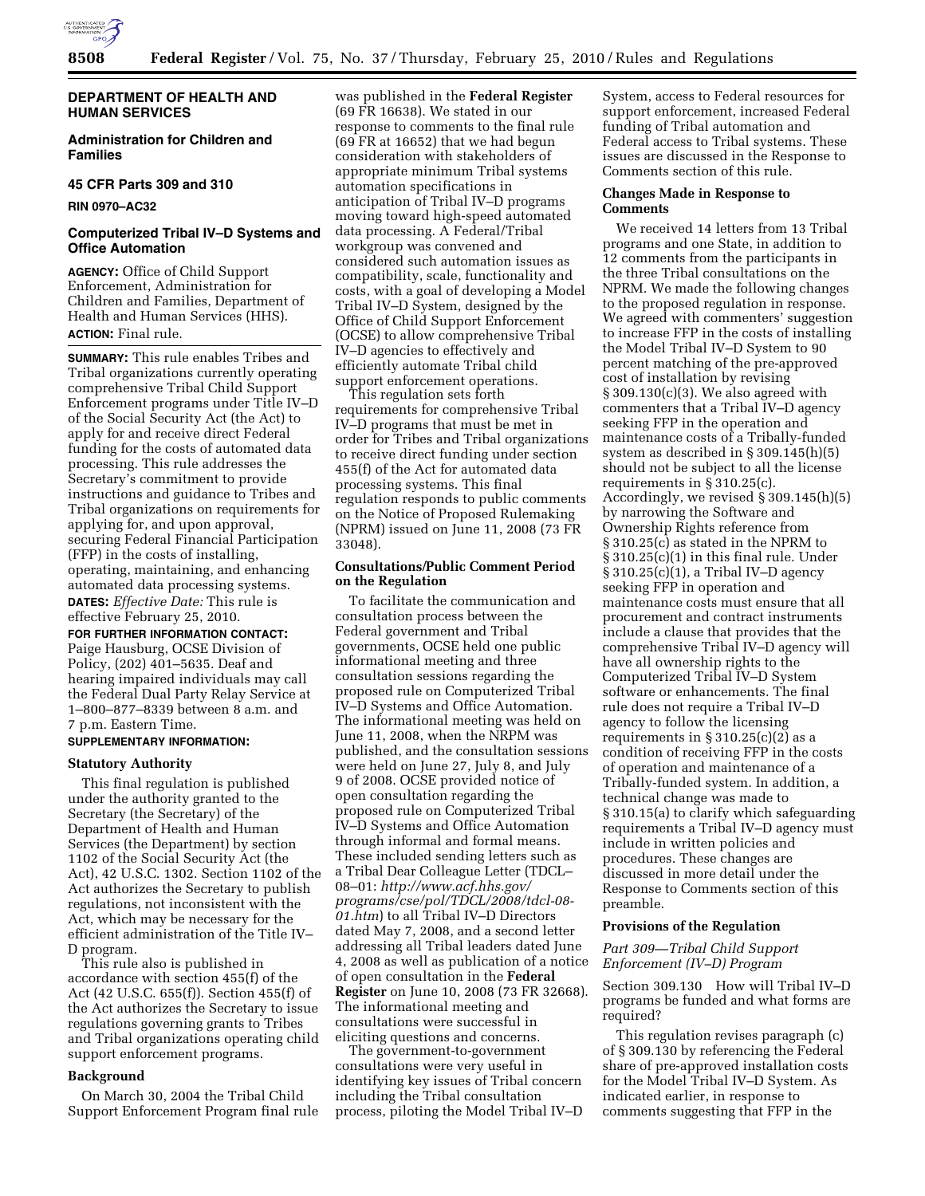**DEPARTMENT OF HEALTH AND HUMAN SERVICES**

**Administration for Children and Families**

**45 CFR Parts 309 and 310**

**RIN 0970–AC32**

## Computerized Tribal IV–D Systems and Office Automation

**AGENCY:** Office of Child Support Enforcement, Administration for Children and Families, Department of Health and Human Services (HHS).

**ACTION:** Final rule.

**SUMMARY:** This rule enables Tribes and Tribal organizations currently operating comprehensive Tribal Child Support Enforcement programs under Title IV–D of the Social Security Act (the Act) to apply for and receive direct Federal funding for the costs of automated data processing. This rule addresses the Secretary's commitment to provide instructions and guidance to Tribes and Tribal organizations on requirements for applying for, and upon approval, securing Federal Financial Participation (FFP) in the costs of installing, operating, maintaining, and enhancing automated data processing systems.

**DATES:** *Effective Date:* This rule is effective February 25, 2010.

**FOR FURTHER INFORMATION CONTACT:** Paige Hausburg, OCSE Division of Policy, (202) 401–5635. Deaf and hearing impaired individuals may call the Federal Dual Party Relay Service at 1–800–877–8339 between 8 a.m. and 7 p.m. Eastern Time.

**SUPPLEMENTARY INFORMATION:**

### Statutory Authority

This final regulation is published under the authority granted to the Secretary (the Secretary) of the Department of Health and Human Services (the Department) by section 1102 of the Social Security Act (the Act), 42 U.S.C. 1302. Section 1102 of the Act authorizes the Secretary to publish regulations, not inconsistent with the Act, which may be necessary for the efficient administration of the Title IV–D program.

This rule also is published in accordance with section 455(f) of the Act (42 U.S.C. 655(f)). Section 455(f) of the Act authorizes the Secretary to issue regulations governing grants to Tribes and Tribal organizations operating child support enforcement programs.

### Background

On March 30, 2004 the Tribal Child Support Enforcement Program final rule was published in the **Federal Register** (69 FR 16638). We stated in our response to comments to the final rule (69 FR at 16652) that we had begun consideration with stakeholders of appropriate minimum Tribal systems automation specifications in anticipation of Tribal IV–D programs moving toward high-speed automated data processing. A Federal/Tribal workgroup was convened and considered such automation issues as compatibility, scale, functionality and costs, with a goal of developing a Model Tribal IV–D System, designed by the Office of Child Support Enforcement (OCSE) to allow comprehensive Tribal IV–D agencies to effectively and efficiently automate Tribal child support enforcement operations.

This regulation sets forth requirements for comprehensive Tribal IV–D programs that must be met in order for Tribes and Tribal organizations to receive direct funding under section 455(f) of the Act for automated data processing systems. This final regulation responds to public comments on the Notice of Proposed Rulemaking (NPRM) issued on June 11, 2008 (73 FR 33048).

### Consultations/Public Comment Period on the Regulation

To facilitate the communication and consultation process between the Federal government and Tribal governments, OCSE held one public informational meeting and three consultation sessions regarding the proposed rule on Computerized Tribal IV–D Systems and Office Automation. The informational meeting was held on June 11, 2008, when the NRPM was published, and the consultation sessions were held on June 27, July 8, and July 9 of 2008. OCSE provided notice of open consultation regarding the proposed rule on Computerized Tribal IV–D Systems and Office Automation through informal and formal means. These included sending letters such as a Tribal Dear Colleague Letter (TDCL–08–01: *http://www.acf.hhs.gov/programs/cse/pol/TDCL/2008/tdcl-08-01.htm*) to all Tribal IV–D Directors dated May 7, 2008, and a second letter addressing all Tribal leaders dated June 4, 2008 as well as publication of a notice of open consultation in the **Federal Register** on June 10, 2008 (73 FR 32668). The informational meeting and consultations were successful in eliciting questions and concerns.

The government-to-government consultations were very useful in identifying key issues of Tribal concern including the Tribal consultation process, piloting the Model Tribal IV–D System, access to Federal resources for support enforcement, increased Federal funding of Tribal automation and Federal access to Tribal systems. These issues are discussed in the Response to Comments section of this rule.

### Changes Made in Response to Comments

We received 14 letters from 13 Tribal programs and one State, in addition to 12 comments from the participants in the three Tribal consultations on the NPRM. We made the following changes to the proposed regulation in response. We agreed with commenters' suggestion to increase FFP in the costs of installing the Model Tribal IV–D System to 90 percent matching of the pre-approved cost of installation by revising § 309.130(c)(3). We also agreed with commenters that a Tribal IV–D agency seeking FFP in the operation and maintenance costs of a Tribally-funded system as described in § 309.145(h)(5) should not be subject to all the license requirements in § 310.25(c). Accordingly, we revised § 309.145(h)(5) by narrowing the Software and Ownership Rights reference from § 310.25(c) as stated in the NPRM to § 310.25(c)(1) in this final rule. Under § 310.25(c)(1), a Tribal IV–D agency seeking FFP in operation and maintenance costs must ensure that all procurement and contract instruments include a clause that provides that the comprehensive Tribal IV–D agency will have all ownership rights to the Computerized Tribal IV–D System software or enhancements. The final rule does not require a Tribal IV–D agency to follow the licensing requirements in § 310.25(c)(2) as a condition of receiving FFP in the costs of operation and maintenance of a Tribally-funded system. In addition, a technical change was made to § 310.15(a) to clarify which safeguarding requirements a Tribal IV–D agency must include in written policies and procedures. These changes are discussed in more detail under the Response to Comments section of this preamble.

### Provisions of the Regulation

#### *Part 309—Tribal Child Support Enforcement (IV–D) Program*

Section 309.130 How will Tribal IV–D programs be funded and what forms are required?

This regulation revises paragraph (c) of § 309.130 by referencing the Federal share of pre-approved installation costs for the Model Tribal IV–D System. As indicated earlier, in response to comments suggesting that FFP in the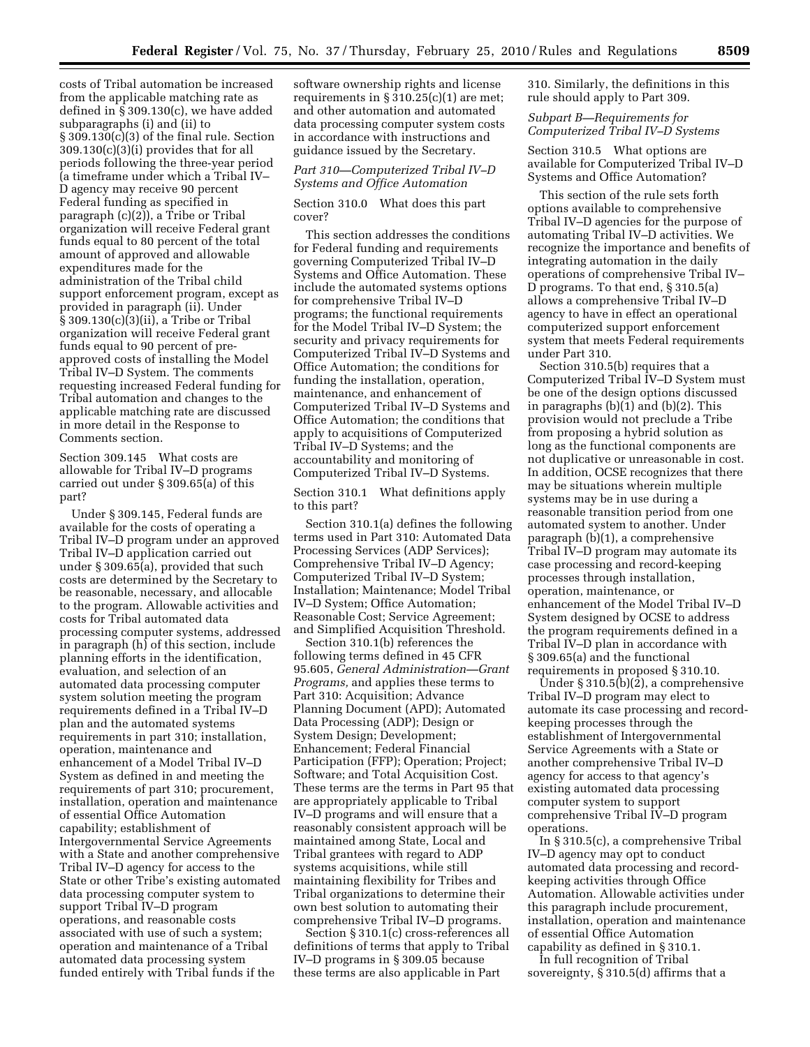costs of Tribal automation be increased from the applicable matching rate as defined in § 309.130(c), we have added subparagraphs (i) and (ii) to § 309.130(c)(3) of the final rule. Section 309.130(c)(3)(i) provides that for all periods following the three-year period (a timeframe under which a Tribal IV–D agency may receive 90 percent Federal funding as specified in paragraph (c)(2)), a Tribe or Tribal organization will receive Federal grant funds equal to 80 percent of the total amount of approved and allowable expenditures made for the administration of the Tribal child support enforcement program, except as provided in paragraph (ii). Under § 309.130(c)(3)(ii), a Tribe or Tribal organization will receive Federal grant funds equal to 90 percent of pre-approved costs of installing the Model Tribal IV–D System. The comments requesting increased Federal funding for Tribal automation and changes to the applicable matching rate are discussed in more detail in the Response to Comments section.

Section 309.145 What costs are allowable for Tribal IV–D programs carried out under § 309.65(a) of this part?

Under § 309.145, Federal funds are available for the costs of operating a Tribal IV–D program under an approved Tribal IV–D application carried out under § 309.65(a), provided that such costs are determined by the Secretary to be reasonable, necessary, and allocable to the program. Allowable activities and costs for Tribal automated data processing computer systems, addressed in paragraph (h) of this section, include planning efforts in the identification, evaluation, and selection of an automated data processing computer system solution meeting the program requirements defined in a Tribal IV–D plan and the automated systems requirements in part 310; installation, operation, maintenance and enhancement of a Model Tribal IV–D System as defined in and meeting the requirements of part 310; procurement, installation, operation and maintenance of essential Office Automation capability; establishment of Intergovernmental Service Agreements with a State and another comprehensive Tribal IV–D agency for access to the State or other Tribe's existing automated data processing computer system to support Tribal IV–D program operations, and reasonable costs associated with use of such a system; operation and maintenance of a Tribal automated data processing system funded entirely with Tribal funds if the software ownership rights and license requirements in § 310.25(c)(1) are met; and other automation and automated data processing computer system costs in accordance with instructions and guidance issued by the Secretary.

*Part 310—Computerized Tribal IV–D Systems and Office Automation*

Section 310.0 What does this part cover?

This section addresses the conditions for Federal funding and requirements governing Computerized Tribal IV–D Systems and Office Automation. These include the automated systems options for comprehensive Tribal IV–D programs; the functional requirements for the Model Tribal IV–D System; the security and privacy requirements for Computerized Tribal IV–D Systems and Office Automation; the conditions for funding the installation, operation, maintenance, and enhancement of Computerized Tribal IV–D Systems and Office Automation; the conditions that apply to acquisitions of Computerized Tribal IV–D Systems; and the accountability and monitoring of Computerized Tribal IV–D Systems.

Section 310.1 What definitions apply to this part?

Section 310.1(a) defines the following terms used in Part 310: Automated Data Processing Services (ADP Services); Comprehensive Tribal IV–D Agency; Computerized Tribal IV–D System; Installation; Maintenance; Model Tribal IV–D System; Office Automation; Reasonable Cost; Service Agreement; and Simplified Acquisition Threshold.

Section 310.1(b) references the following terms defined in 45 CFR 95.605, *General Administration—Grant Programs,* and applies these terms to Part 310: Acquisition; Advance Planning Document (APD); Automated Data Processing (ADP); Design or System Design; Development; Enhancement; Federal Financial Participation (FFP); Operation; Project; Software; and Total Acquisition Cost. These terms are the terms in Part 95 that are appropriately applicable to Tribal IV–D programs and will ensure that a reasonably consistent approach will be maintained among State, Local and Tribal grantees with regard to ADP systems acquisitions, while still maintaining flexibility for Tribes and Tribal organizations to determine their own best solution to automating their comprehensive Tribal IV–D programs.

Section § 310.1(c) cross-references all definitions of terms that apply to Tribal IV–D programs in § 309.05 because these terms are also applicable in Part 310. Similarly, the definitions in this rule should apply to Part 309.

*Subpart B—Requirements for Computerized Tribal IV–D Systems*

Section 310.5 What options are available for Computerized Tribal IV–D Systems and Office Automation?

This section of the rule sets forth options available to comprehensive Tribal IV–D agencies for the purpose of automating Tribal IV–D activities. We recognize the importance and benefits of integrating automation in the daily operations of comprehensive Tribal IV–D programs. To that end, § 310.5(a) allows a comprehensive Tribal IV–D agency to have in effect an operational computerized support enforcement system that meets Federal requirements under Part 310.

Section 310.5(b) requires that a Computerized Tribal IV–D System must be one of the design options discussed in paragraphs (b)(1) and (b)(2). This provision would not preclude a Tribe from proposing a hybrid solution as long as the functional components are not duplicative or unreasonable in cost. In addition, OCSE recognizes that there may be situations wherein multiple systems may be in use during a reasonable transition period from one automated system to another. Under paragraph (b)(1), a comprehensive Tribal IV–D program may automate its case processing and record-keeping processes through installation, operation, maintenance, or enhancement of the Model Tribal IV–D System designed by OCSE to address the program requirements defined in a Tribal IV–D plan in accordance with § 309.65(a) and the functional requirements in proposed § 310.10.

Under § 310.5(b)(2), a comprehensive Tribal IV–D program may elect to automate its case processing and record-keeping processes through the establishment of Intergovernmental Service Agreements with a State or another comprehensive Tribal IV–D agency for access to that agency's existing automated data processing computer system to support comprehensive Tribal IV–D program operations.

In § 310.5(c), a comprehensive Tribal IV–D agency may opt to conduct automated data processing and record-keeping activities through Office Automation. Allowable activities under this paragraph include procurement, installation, operation and maintenance of essential Office Automation capability as defined in § 310.1.

In full recognition of Tribal sovereignty, § 310.5(d) affirms that a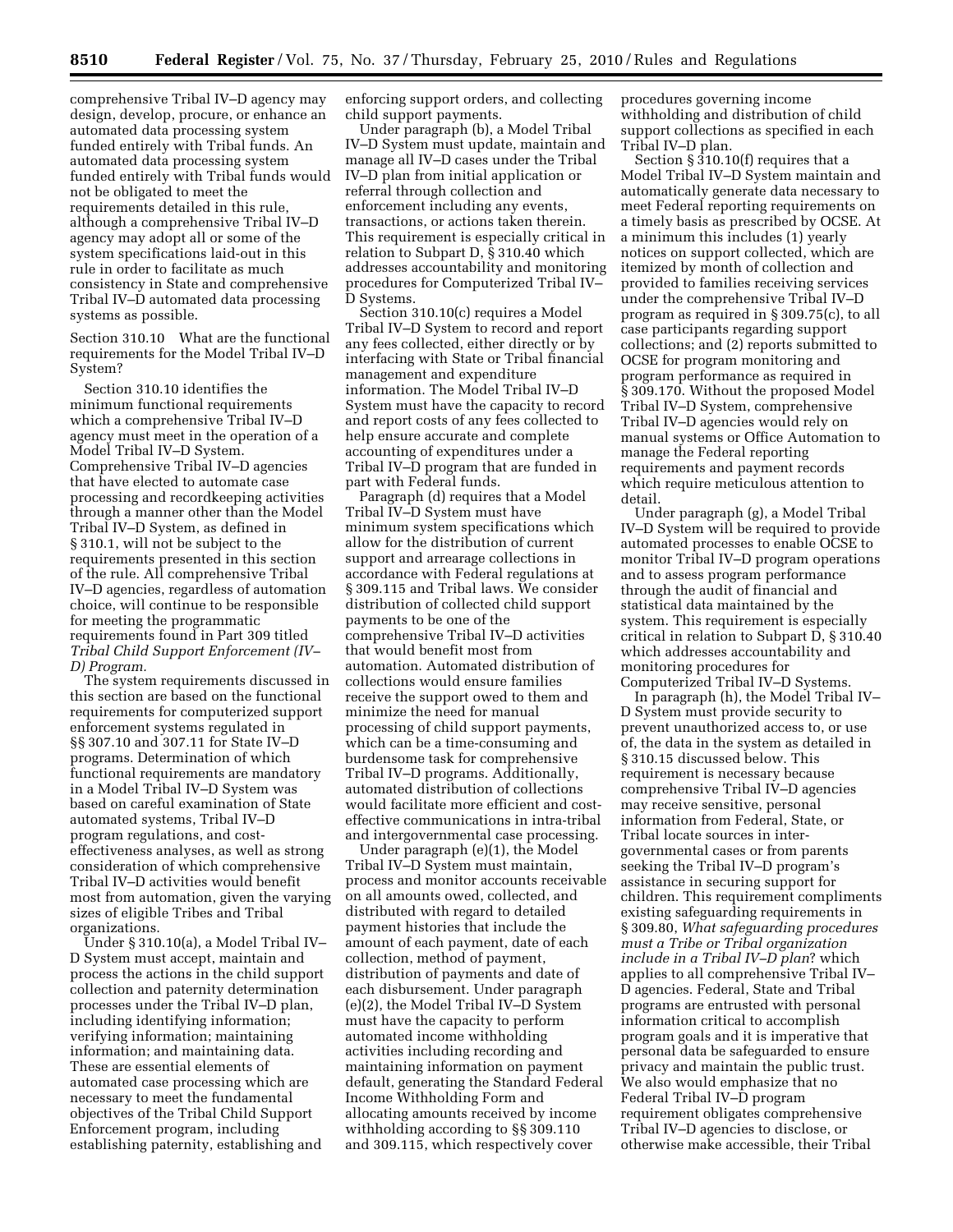comprehensive Tribal IV–D agency may design, develop, procure, or enhance an automated data processing system funded entirely with Tribal funds. An automated data processing system funded entirely with Tribal funds would not be obligated to meet the requirements detailed in this rule, although a comprehensive Tribal IV–D agency may adopt all or some of the system specifications laid-out in this rule in order to facilitate as much consistency in State and comprehensive Tribal IV–D automated data processing systems as possible.

Section 310.10 What are the functional requirements for the Model Tribal IV–D System?

Section 310.10 identifies the minimum functional requirements which a comprehensive Tribal IV–D agency must meet in the operation of a Model Tribal IV–D System. Comprehensive Tribal IV–D agencies that have elected to automate case processing and recordkeeping activities through a manner other than the Model Tribal IV–D System, as defined in § 310.1, will not be subject to the requirements presented in this section of the rule. All comprehensive Tribal IV–D agencies, regardless of automation choice, will continue to be responsible for meeting the programmatic requirements found in Part 309 titled *Tribal Child Support Enforcement (IV–D) Program.*

The system requirements discussed in this section are based on the functional requirements for computerized support enforcement systems regulated in §§ 307.10 and 307.11 for State IV–D programs. Determination of which functional requirements are mandatory in a Model Tribal IV–D System was based on careful examination of State automated systems, Tribal IV–D program regulations, and cost-effectiveness analyses, as well as strong consideration of which comprehensive Tribal IV–D activities would benefit most from automation, given the varying sizes of eligible Tribes and Tribal organizations.

Under § 310.10(a), a Model Tribal IV–D System must accept, maintain and process the actions in the child support collection and paternity determination processes under the Tribal IV–D plan, including identifying information; verifying information; maintaining information; and maintaining data. These are essential elements of automated case processing which are necessary to meet the fundamental objectives of the Tribal Child Support Enforcement program, including establishing paternity, establishing and enforcing support orders, and collecting child support payments.

Under paragraph (b), a Model Tribal IV–D System must update, maintain and manage all IV–D cases under the Tribal IV–D plan from initial application or referral through collection and enforcement including any events, transactions, or actions taken therein. This requirement is especially critical in relation to Subpart D, § 310.40 which addresses accountability and monitoring procedures for Computerized Tribal IV–D Systems.

Section 310.10(c) requires a Model Tribal IV–D System to record and report any fees collected, either directly or by interfacing with State or Tribal financial management and expenditure information. The Model Tribal IV–D System must have the capacity to record and report costs of any fees collected to help ensure accurate and complete accounting of expenditures under a Tribal IV–D program that are funded in part with Federal funds.

Paragraph (d) requires that a Model Tribal IV–D System must have minimum system specifications which allow for the distribution of current support and arrearage collections in accordance with Federal regulations at § 309.115 and Tribal laws. We consider distribution of collected child support payments to be one of the comprehensive Tribal IV–D activities that would benefit most from automation. Automated distribution of collections would ensure families receive the support owed to them and minimize the need for manual processing of child support payments, which can be a time-consuming and burdensome task for comprehensive Tribal IV–D programs. Additionally, automated distribution of collections would facilitate more efficient and cost-effective communications in intra-tribal and intergovernmental case processing.

Under paragraph (e)(1), the Model Tribal IV–D System must maintain, process and monitor accounts receivable on all amounts owed, collected, and distributed with regard to detailed payment histories that include the amount of each payment, date of each collection, method of payment, distribution of payments and date of each disbursement. Under paragraph (e)(2), the Model Tribal IV–D System must have the capacity to perform automated income withholding activities including recording and maintaining information on payment default, generating the Standard Federal Income Withholding Form and allocating amounts received by income withholding according to §§ 309.110 and 309.115, which respectively cover procedures governing income withholding and distribution of child support collections as specified in each Tribal IV–D plan.

Section § 310.10(f) requires that a Model Tribal IV–D System maintain and automatically generate data necessary to meet Federal reporting requirements on a timely basis as prescribed by OCSE. At a minimum this includes (1) yearly notices on support collected, which are itemized by month of collection and provided to families receiving services under the comprehensive Tribal IV–D program as required in § 309.75(c), to all case participants regarding support collections; and (2) reports submitted to OCSE for program monitoring and program performance as required in § 309.170. Without the proposed Model Tribal IV–D System, comprehensive Tribal IV–D agencies would rely on manual systems or Office Automation to manage the Federal reporting requirements and payment records which require meticulous attention to detail.

Under paragraph (g), a Model Tribal IV–D System will be required to provide automated processes to enable OCSE to monitor Tribal IV–D program operations and to assess program performance through the audit of financial and statistical data maintained by the system. This requirement is especially critical in relation to Subpart D, § 310.40 which addresses accountability and monitoring procedures for Computerized Tribal IV–D Systems.

In paragraph (h), the Model Tribal IV–D System must provide security to prevent unauthorized access to, or use of, the data in the system as detailed in § 310.15 discussed below. This requirement is necessary because comprehensive Tribal IV–D agencies may receive sensitive, personal information from Federal, State, or Tribal locate sources in inter-governmental cases or from parents seeking the Tribal IV–D program's assistance in securing support for children. This requirement compliments existing safeguarding requirements in § 309.80, *What safeguarding procedures must a Tribe or Tribal organization include in a Tribal IV–D plan*? which applies to all comprehensive Tribal IV–D agencies. Federal, State and Tribal programs are entrusted with personal information critical to accomplish program goals and it is imperative that personal data be safeguarded to ensure privacy and maintain the public trust. We also would emphasize that no Federal Tribal IV–D program requirement obligates comprehensive Tribal IV–D agencies to disclose, or otherwise make accessible, their Tribal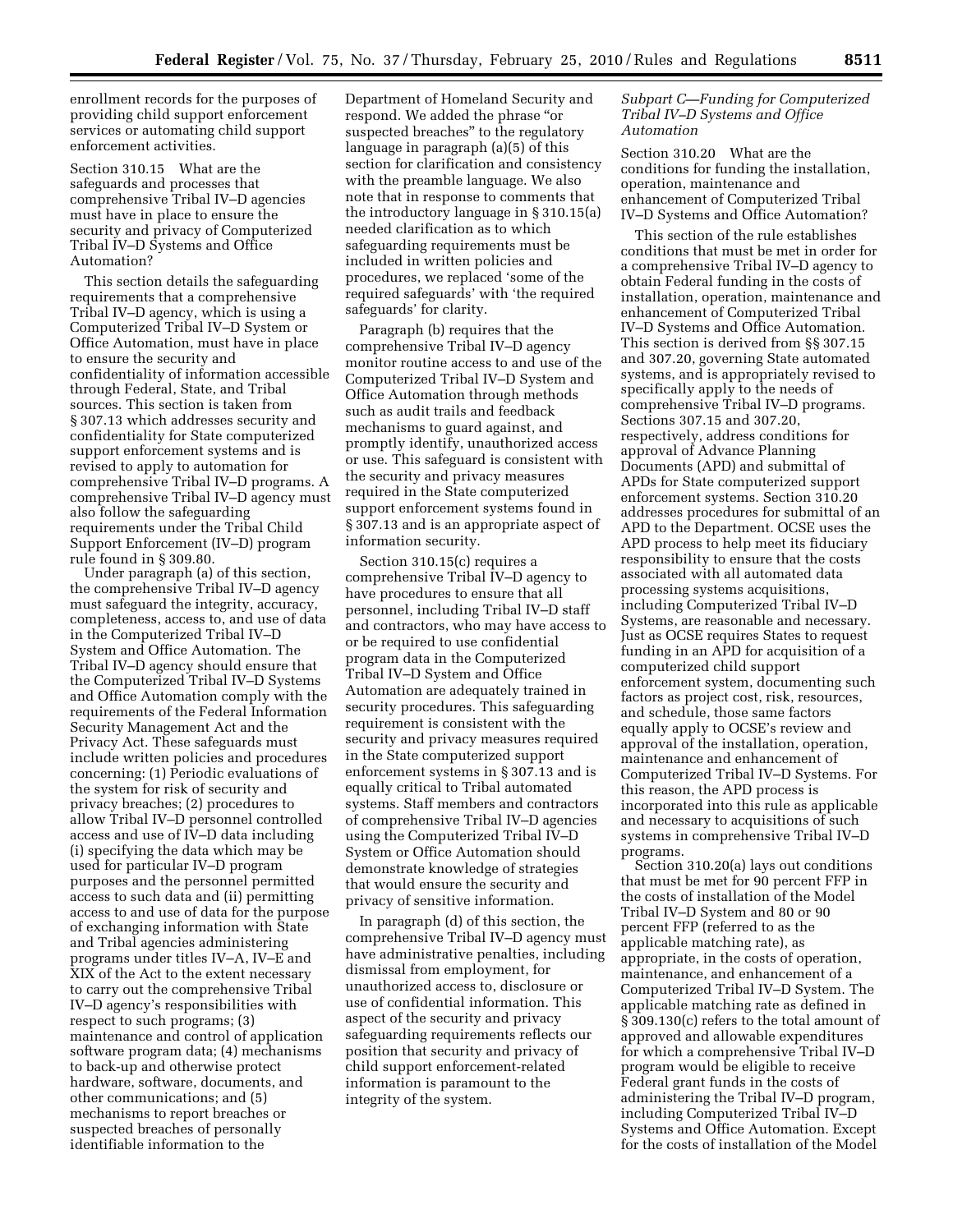enrollment records for the purposes of providing child support enforcement services or automating child support enforcement activities.

Section 310.15 What are the safeguards and processes that comprehensive Tribal IV–D agencies must have in place to ensure the security and privacy of Computerized Tribal IV–D Systems and Office Automation?

This section details the safeguarding requirements that a comprehensive Tribal IV–D agency, which is using a Computerized Tribal IV–D System or Office Automation, must have in place to ensure the security and confidentiality of information accessible through Federal, State, and Tribal sources. This section is taken from § 307.13 which addresses security and confidentiality for State computerized support enforcement systems and is revised to apply to automation for comprehensive Tribal IV–D programs. A comprehensive Tribal IV–D agency must also follow the safeguarding requirements under the Tribal Child Support Enforcement (IV–D) program rule found in § 309.80.

Under paragraph (a) of this section, the comprehensive Tribal IV–D agency must safeguard the integrity, accuracy, completeness, access to, and use of data in the Computerized Tribal IV–D System and Office Automation. The Tribal IV–D agency should ensure that the Computerized Tribal IV–D Systems and Office Automation comply with the requirements of the Federal Information Security Management Act and the Privacy Act. These safeguards must include written policies and procedures concerning: (1) Periodic evaluations of the system for risk of security and privacy breaches; (2) procedures to allow Tribal IV–D personnel controlled access and use of IV–D data including (i) specifying the data which may be used for particular IV–D program purposes and the personnel permitted access to such data and (ii) permitting access to and use of data for the purpose of exchanging information with State and Tribal agencies administering programs under titles IV–A, IV–E and XIX of the Act to the extent necessary to carry out the comprehensive Tribal IV–D agency's responsibilities with respect to such programs; (3) maintenance and control of application software program data; (4) mechanisms to back-up and otherwise protect hardware, software, documents, and other communications; and (5) mechanisms to report breaches or suspected breaches of personally identifiable information to the Department of Homeland Security and respond. We added the phrase "or suspected breaches" to the regulatory language in paragraph (a)(5) of this section for clarification and consistency with the preamble language. We also note that in response to comments that the introductory language in § 310.15(a) needed clarification as to which safeguarding requirements must be included in written policies and procedures, we replaced 'some of the required safeguards' with 'the required safeguards' for clarity.

Paragraph (b) requires that the comprehensive Tribal IV–D agency monitor routine access to and use of the Computerized Tribal IV–D System and Office Automation through methods such as audit trails and feedback mechanisms to guard against, and promptly identify, unauthorized access or use. This safeguard is consistent with the security and privacy measures required in the State computerized support enforcement systems found in § 307.13 and is an appropriate aspect of information security.

Section 310.15(c) requires a comprehensive Tribal IV–D agency to have procedures to ensure that all personnel, including Tribal IV–D staff and contractors, who may have access to or be required to use confidential program data in the Computerized Tribal IV–D System and Office Automation are adequately trained in security procedures. This safeguarding requirement is consistent with the security and privacy measures required in the State computerized support enforcement systems in § 307.13 and is equally critical to Tribal automated systems. Staff members and contractors of comprehensive Tribal IV–D agencies using the Computerized Tribal IV–D System or Office Automation should demonstrate knowledge of strategies that would ensure the security and privacy of sensitive information.

In paragraph (d) of this section, the comprehensive Tribal IV–D agency must have administrative penalties, including dismissal from employment, for unauthorized access to, disclosure or use of confidential information. This aspect of the security and privacy safeguarding requirements reflects our position that security and privacy of child support enforcement-related information is paramount to the integrity of the system.

### *Subpart C—Funding for Computerized Tribal IV–D Systems and Office Automation*

Section 310.20 What are the conditions for funding the installation, operation, maintenance and enhancement of Computerized Tribal IV–D Systems and Office Automation?

This section of the rule establishes conditions that must be met in order for a comprehensive Tribal IV–D agency to obtain Federal funding in the costs of installation, operation, maintenance and enhancement of Computerized Tribal IV–D Systems and Office Automation. This section is derived from §§ 307.15 and 307.20, governing State automated systems, and is appropriately revised to specifically apply to the needs of comprehensive Tribal IV–D programs. Sections 307.15 and 307.20, respectively, address conditions for approval of Advance Planning Documents (APD) and submittal of APDs for State computerized support enforcement systems. Section 310.20 addresses procedures for submittal of an APD to the Department. OCSE uses the APD process to help meet its fiduciary responsibility to ensure that the costs associated with all automated data processing systems acquisitions, including Computerized Tribal IV–D Systems, are reasonable and necessary. Just as OCSE requires States to request funding in an APD for acquisition of a computerized child support enforcement system, documenting such factors as project cost, risk, resources, and schedule, those same factors equally apply to OCSE's review and approval of the installation, operation, maintenance and enhancement of Computerized Tribal IV–D Systems. For this reason, the APD process is incorporated into this rule as applicable and necessary to acquisitions of such systems in comprehensive Tribal IV–D programs.

Section 310.20(a) lays out conditions that must be met for 90 percent FFP in the costs of installation of the Model Tribal IV–D System and 80 or 90 percent FFP (referred to as the applicable matching rate), as appropriate, in the costs of operation, maintenance, and enhancement of a Computerized Tribal IV–D System. The applicable matching rate as defined in § 309.130(c) refers to the total amount of approved and allowable expenditures for which a comprehensive Tribal IV–D program would be eligible to receive Federal grant funds in the costs of administering the Tribal IV–D program, including Computerized Tribal IV–D Systems and Office Automation. Except for the costs of installation of the Model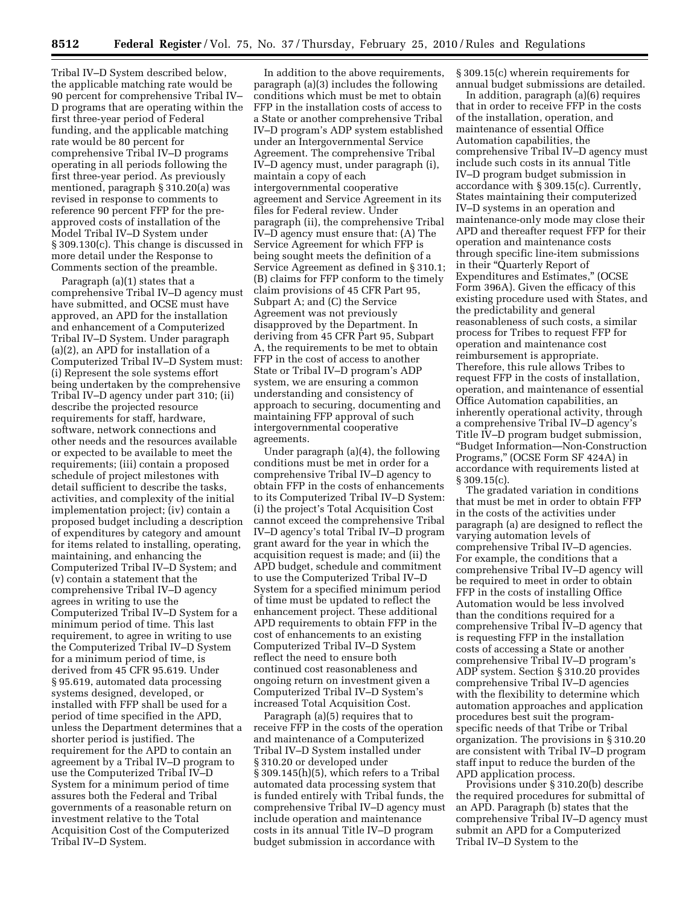Tribal IV–D System described below, the applicable matching rate would be 90 percent for comprehensive Tribal IV–D programs that are operating within the first three-year period of Federal funding, and the applicable matching rate would be 80 percent for comprehensive Tribal IV–D programs operating in all periods following the first three-year period. As previously mentioned, paragraph § 310.20(a) was revised in response to comments to reference 90 percent FFP for the pre-approved costs of installation of the Model Tribal IV–D System under § 309.130(c). This change is discussed in more detail under the Response to Comments section of the preamble.

Paragraph (a)(1) states that a comprehensive Tribal IV–D agency must have submitted, and OCSE must have approved, an APD for the installation and enhancement of a Computerized Tribal IV–D System. Under paragraph (a)(2), an APD for installation of a Computerized Tribal IV–D System must: (i) Represent the sole systems effort being undertaken by the comprehensive Tribal IV–D agency under part 310; (ii) describe the projected resource requirements for staff, hardware, software, network connections and other needs and the resources available or expected to be available to meet the requirements; (iii) contain a proposed schedule of project milestones with detail sufficient to describe the tasks, activities, and complexity of the initial implementation project; (iv) contain a proposed budget including a description of expenditures by category and amount for items related to installing, operating, maintaining, and enhancing the Computerized Tribal IV–D System; and (v) contain a statement that the comprehensive Tribal IV–D agency agrees in writing to use the Computerized Tribal IV–D System for a minimum period of time. This last requirement, to agree in writing to use the Computerized Tribal IV–D System for a minimum period of time, is derived from 45 CFR 95.619. Under § 95.619, automated data processing systems designed, developed, or installed with FFP shall be used for a period of time specified in the APD, unless the Department determines that a shorter period is justified. The requirement for the APD to contain an agreement by a Tribal IV–D program to use the Computerized Tribal IV–D System for a minimum period of time assures both the Federal and Tribal governments of a reasonable return on investment relative to the Total Acquisition Cost of the Computerized Tribal IV–D System.

In addition to the above requirements, paragraph (a)(3) includes the following conditions which must be met to obtain FFP in the installation costs of access to a State or another comprehensive Tribal IV–D program's ADP system established under an Intergovernmental Service Agreement. The comprehensive Tribal IV–D agency must, under paragraph (i), maintain a copy of each intergovernmental cooperative agreement and Service Agreement in its files for Federal review. Under paragraph (ii), the comprehensive Tribal IV–D agency must ensure that: (A) The Service Agreement for which FFP is being sought meets the definition of a Service Agreement as defined in § 310.1; (B) claims for FFP conform to the timely claim provisions of 45 CFR Part 95, Subpart A; and (C) the Service Agreement was not previously disapproved by the Department. In deriving from 45 CFR Part 95, Subpart A, the requirements to be met to obtain FFP in the cost of access to another State or Tribal IV–D program's ADP system, we are ensuring a common understanding and consistency of approach to securing, documenting and maintaining FFP approval of such intergovernmental cooperative agreements.

Under paragraph (a)(4), the following conditions must be met in order for a comprehensive Tribal IV–D agency to obtain FFP in the costs of enhancements to its Computerized Tribal IV–D System: (i) the project's Total Acquisition Cost cannot exceed the comprehensive Tribal IV–D agency's total Tribal IV–D program grant award for the year in which the acquisition request is made; and (ii) the APD budget, schedule and commitment to use the Computerized Tribal IV–D System for a specified minimum period of time must be updated to reflect the enhancement project. These additional APD requirements to obtain FFP in the cost of enhancements to an existing Computerized Tribal IV–D System reflect the need to ensure both continued cost reasonableness and ongoing return on investment given a Computerized Tribal IV–D System's increased Total Acquisition Cost.

Paragraph (a)(5) requires that to receive FFP in the costs of the operation and maintenance of a Computerized Tribal IV–D System installed under § 310.20 or developed under § 309.145(h)(5), which refers to a Tribal automated data processing system that is funded entirely with Tribal funds, the comprehensive Tribal IV–D agency must include operation and maintenance costs in its annual Title IV–D program budget submission in accordance with § 309.15(c) wherein requirements for annual budget submissions are detailed.

In addition, paragraph (a)(6) requires that in order to receive FFP in the costs of the installation, operation, and maintenance of essential Office Automation capabilities, the comprehensive Tribal IV–D agency must include such costs in its annual Title IV–D program budget submission in accordance with § 309.15(c). Currently, States maintaining their computerized IV–D systems in an operation and maintenance-only mode may close their APD and thereafter request FFP for their operation and maintenance costs through specific line-item submissions in their "Quarterly Report of Expenditures and Estimates," (OCSE Form 396A). Given the efficacy of this existing procedure used with States, and the predictability and general reasonableness of such costs, a similar process for Tribes to request FFP for operation and maintenance cost reimbursement is appropriate. Therefore, this rule allows Tribes to request FFP in the costs of installation, operation, and maintenance of essential Office Automation capabilities, an inherently operational activity, through a comprehensive Tribal IV–D agency's Title IV–D program budget submission, "Budget Information—Non-Construction Programs," (OCSE Form SF 424A) in accordance with requirements listed at § 309.15(c).

The gradated variation in conditions that must be met in order to obtain FFP in the costs of the activities under paragraph (a) are designed to reflect the varying automation levels of comprehensive Tribal IV–D agencies. For example, the conditions that a comprehensive Tribal IV–D agency will be required to meet in order to obtain FFP in the costs of installing Office Automation would be less involved than the conditions required for a comprehensive Tribal IV–D agency that is requesting FFP in the installation costs of accessing a State or another comprehensive Tribal IV–D program's ADP system. Section § 310.20 provides comprehensive Tribal IV–D agencies with the flexibility to determine which automation approaches and application procedures best suit the program-specific needs of that Tribe or Tribal organization. The provisions in § 310.20 are consistent with Tribal IV–D program staff input to reduce the burden of the APD application process.

Provisions under § 310.20(b) describe the required procedures for submittal of an APD. Paragraph (b) states that the comprehensive Tribal IV–D agency must submit an APD for a Computerized Tribal IV–D System to the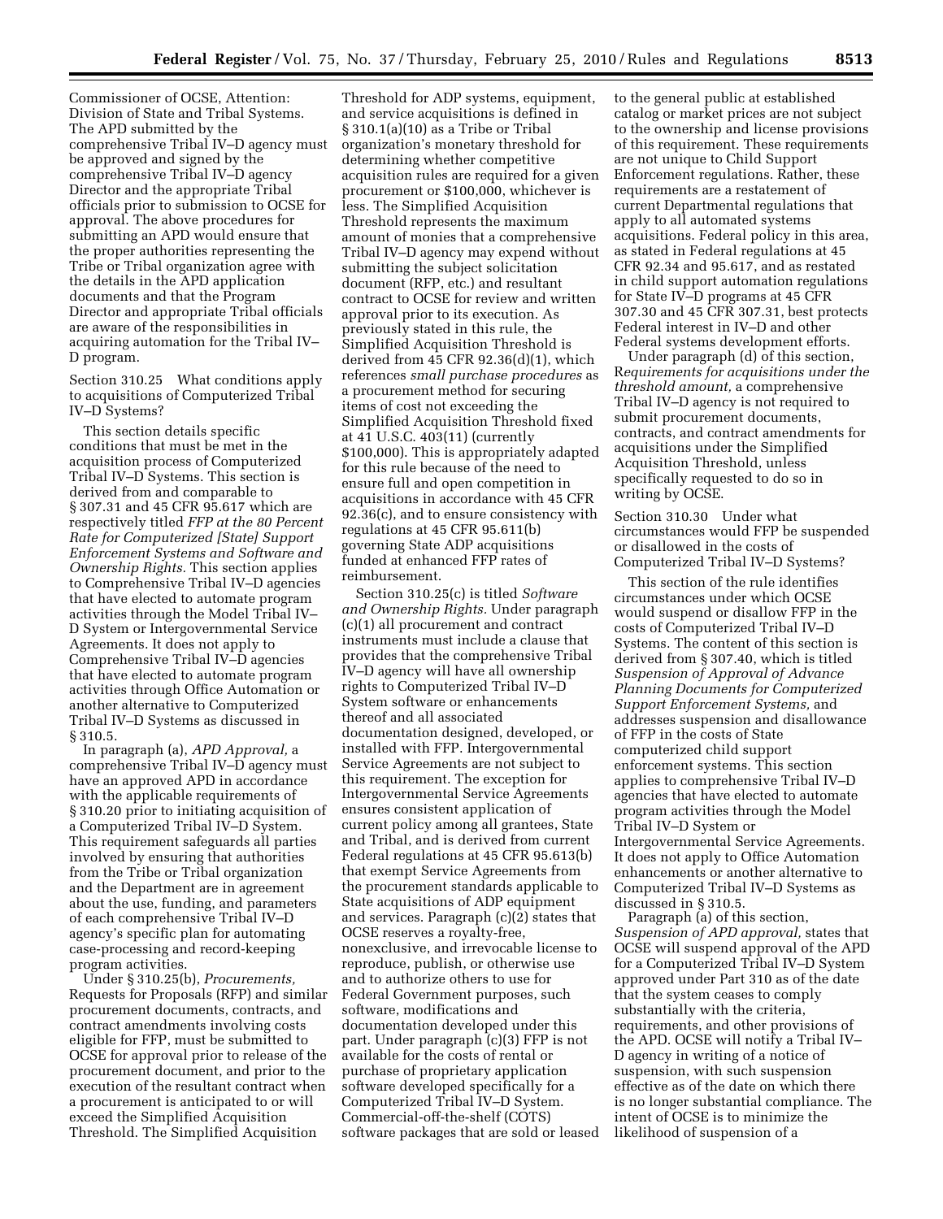Commissioner of OCSE, Attention: Division of State and Tribal Systems. The APD submitted by the comprehensive Tribal IV–D agency must be approved and signed by the comprehensive Tribal IV–D agency Director and the appropriate Tribal officials prior to submission to OCSE for approval. The above procedures for submitting an APD would ensure that the proper authorities representing the Tribe or Tribal organization agree with the details in the APD application documents and that the Program Director and appropriate Tribal officials are aware of the responsibilities in acquiring automation for the Tribal IV–D program.

Section 310.25 What conditions apply to acquisitions of Computerized Tribal IV–D Systems?

This section details specific conditions that must be met in the acquisition process of Computerized Tribal IV–D Systems. This section is derived from and comparable to § 307.31 and 45 CFR 95.617 which are respectively titled *FFP at the 80 Percent Rate for Computerized [State] Support Enforcement Systems and Software and Ownership Rights.* This section applies to Comprehensive Tribal IV–D agencies that have elected to automate program activities through the Model Tribal IV–D System or Intergovernmental Service Agreements. It does not apply to Comprehensive Tribal IV–D agencies that have elected to automate program activities through Office Automation or another alternative to Computerized Tribal IV–D Systems as discussed in § 310.5.

In paragraph (a), *APD Approval,* a comprehensive Tribal IV–D agency must have an approved APD in accordance with the applicable requirements of § 310.20 prior to initiating acquisition of a Computerized Tribal IV–D System. This requirement safeguards all parties involved by ensuring that authorities from the Tribe or Tribal organization and the Department are in agreement about the use, funding, and parameters of each comprehensive Tribal IV–D agency's specific plan for automating case-processing and record-keeping program activities.

Under § 310.25(b), *Procurements,* Requests for Proposals (RFP) and similar procurement documents, contracts, and contract amendments involving costs eligible for FFP, must be submitted to OCSE for approval prior to release of the procurement document, and prior to the execution of the resultant contract when a procurement is anticipated to or will exceed the Simplified Acquisition Threshold. The Simplified Acquisition Threshold for ADP systems, equipment, and service acquisitions is defined in § 310.1(a)(10) as a Tribe or Tribal organization's monetary threshold for determining whether competitive acquisition rules are required for a given procurement or $100,000, whichever is less. The Simplified Acquisition Threshold represents the maximum amount of monies that a comprehensive Tribal IV–D agency may expend without submitting the subject solicitation document (RFP, etc.) and resultant contract to OCSE for review and written approval prior to its execution. As previously stated in this rule, the Simplified Acquisition Threshold is derived from 45 CFR 92.36(d)(1), which references *small purchase procedures* as a procurement method for securing items of cost not exceeding the Simplified Acquisition Threshold fixed at 41 U.S.C. 403(11) (currently $100,000). This is appropriately adapted for this rule because of the need to ensure full and open competition in acquisitions in accordance with 45 CFR 92.36(c), and to ensure consistency with regulations at 45 CFR 95.611(b) governing State ADP acquisitions funded at enhanced FFP rates of reimbursement.

Section 310.25(c) is titled *Software and Ownership Rights.* Under paragraph (c)(1) all procurement and contract instruments must include a clause that provides that the comprehensive Tribal IV–D agency will have all ownership rights to Computerized Tribal IV–D System software or enhancements thereof and all associated documentation designed, developed, or installed with FFP. Intergovernmental Service Agreements are not subject to this requirement. The exception for Intergovernmental Service Agreements ensures consistent application of current policy among all grantees, State and Tribal, and is derived from current Federal regulations at 45 CFR 95.613(b) that exempt Service Agreements from the procurement standards applicable to State acquisitions of ADP equipment and services. Paragraph (c)(2) states that OCSE reserves a royalty-free, nonexclusive, and irrevocable license to reproduce, publish, or otherwise use and to authorize others to use for Federal Government purposes, such software, modifications and documentation developed under this part. Under paragraph (c)(3) FFP is not available for the costs of rental or purchase of proprietary application software developed specifically for a Computerized Tribal IV–D System. Commercial-off-the-shelf (COTS) software packages that are sold or leased to the general public at established catalog or market prices are not subject to the ownership and license provisions of this requirement. These requirements are not unique to Child Support Enforcement regulations. Rather, these requirements are a restatement of current Departmental regulations that apply to all automated systems acquisitions. Federal policy in this area, as stated in Federal regulations at 45 CFR 92.34 and 95.617, and as restated in child support automation regulations for State IV–D programs at 45 CFR 307.30 and 45 CFR 307.31, best protects Federal interest in IV–D and other Federal systems development efforts.

Under paragraph (d) of this section, R*equirements for acquisitions under the threshold amount,* a comprehensive Tribal IV–D agency is not required to submit procurement documents, contracts, and contract amendments for acquisitions under the Simplified Acquisition Threshold, unless specifically requested to do so in writing by OCSE.

Section 310.30 Under what circumstances would FFP be suspended or disallowed in the costs of Computerized Tribal IV–D Systems?

This section of the rule identifies circumstances under which OCSE would suspend or disallow FFP in the costs of Computerized Tribal IV–D Systems. The content of this section is derived from § 307.40, which is titled *Suspension of Approval of Advance Planning Documents for Computerized Support Enforcement Systems,* and addresses suspension and disallowance of FFP in the costs of State computerized child support enforcement systems. This section applies to comprehensive Tribal IV–D agencies that have elected to automate program activities through the Model Tribal IV–D System or Intergovernmental Service Agreements. It does not apply to Office Automation enhancements or another alternative to Computerized Tribal IV–D Systems as discussed in § 310.5.

Paragraph (a) of this section, *Suspension of APD approval,* states that OCSE will suspend approval of the APD for a Computerized Tribal IV–D System approved under Part 310 as of the date that the system ceases to comply substantially with the criteria, requirements, and other provisions of the APD. OCSE will notify a Tribal IV–D agency in writing of a notice of suspension, with such suspension effective as of the date on which there is no longer substantial compliance. The intent of OCSE is to minimize the likelihood of suspension of a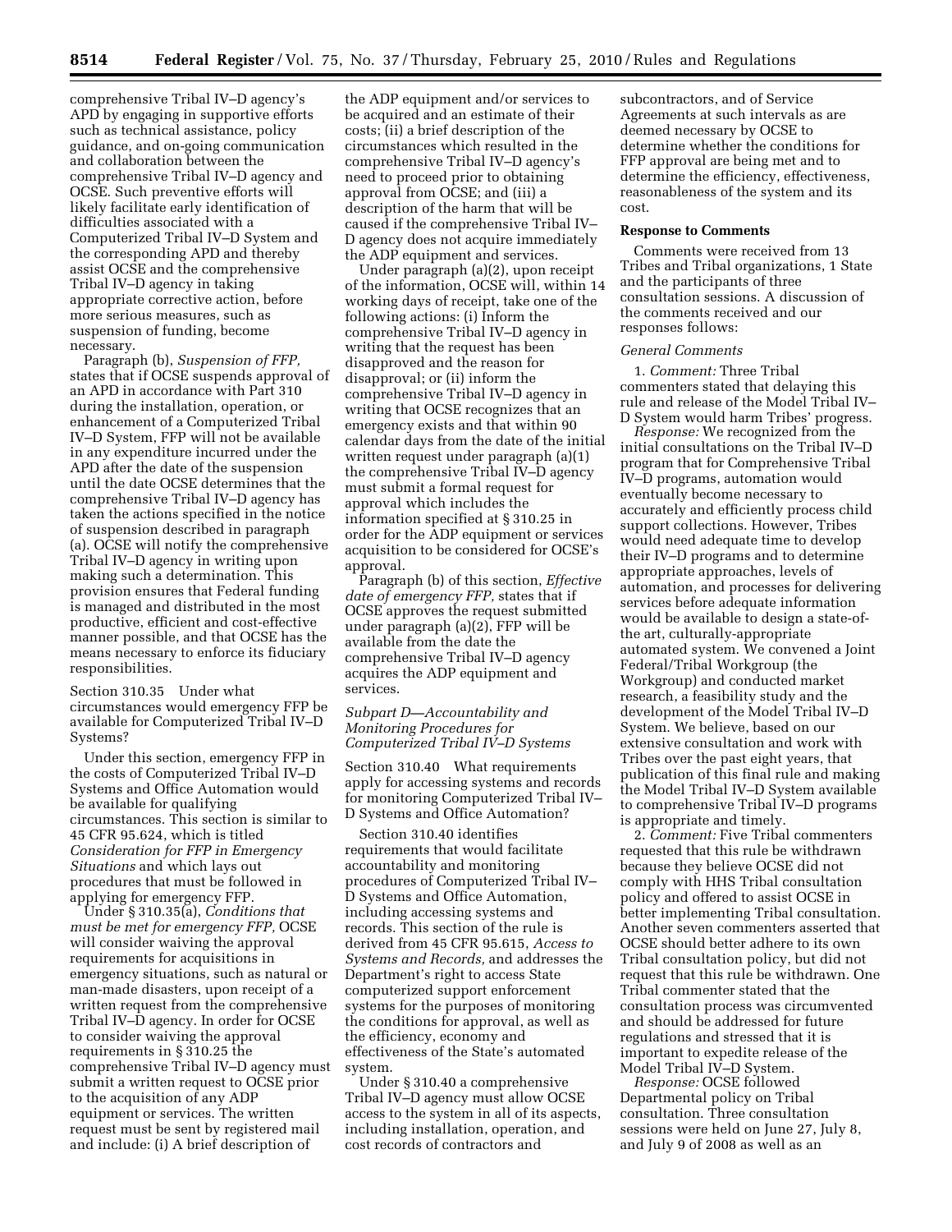comprehensive Tribal IV–D agency's APD by engaging in supportive efforts such as technical assistance, policy guidance, and on-going communication and collaboration between the comprehensive Tribal IV–D agency and OCSE. Such preventive efforts will likely facilitate early identification of difficulties associated with a Computerized Tribal IV–D System and the corresponding APD and thereby assist OCSE and the comprehensive Tribal IV–D agency in taking appropriate corrective action, before more serious measures, such as suspension of funding, become necessary.

Paragraph (b), *Suspension of FFP,* states that if OCSE suspends approval of an APD in accordance with Part 310 during the installation, operation, or enhancement of a Computerized Tribal IV–D System, FFP will not be available in any expenditure incurred under the APD after the date of the suspension until the date OCSE determines that the comprehensive Tribal IV–D agency has taken the actions specified in the notice of suspension described in paragraph (a). OCSE will notify the comprehensive Tribal IV–D agency in writing upon making such a determination. This provision ensures that Federal funding is managed and distributed in the most productive, efficient and cost-effective manner possible, and that OCSE has the means necessary to enforce its fiduciary responsibilities.

Section 310.35 Under what circumstances would emergency FFP be available for Computerized Tribal IV–D Systems?

Under this section, emergency FFP in the costs of Computerized Tribal IV–D Systems and Office Automation would be available for qualifying circumstances. This section is similar to 45 CFR 95.624, which is titled *Consideration for FFP in Emergency Situations* and which lays out procedures that must be followed in applying for emergency FFP.

Under § 310.35(a), *Conditions that must be met for emergency FFP,* OCSE will consider waiving the approval requirements for acquisitions in emergency situations, such as natural or man-made disasters, upon receipt of a written request from the comprehensive Tribal IV–D agency. In order for OCSE to consider waiving the approval requirements in § 310.25 the comprehensive Tribal IV–D agency must submit a written request to OCSE prior to the acquisition of any ADP equipment or services. The written request must be sent by registered mail and include: (i) A brief description of the ADP equipment and/or services to be acquired and an estimate of their costs; (ii) a brief description of the circumstances which resulted in the comprehensive Tribal IV–D agency's need to proceed prior to obtaining approval from OCSE; and (iii) a description of the harm that will be caused if the comprehensive Tribal IV–D agency does not acquire immediately the ADP equipment and services.

Under paragraph (a)(2), upon receipt of the information, OCSE will, within 14 working days of receipt, take one of the following actions: (i) Inform the comprehensive Tribal IV–D agency in writing that the request has been disapproved and the reason for disapproval; or (ii) inform the comprehensive Tribal IV–D agency in writing that OCSE recognizes that an emergency exists and that within 90 calendar days from the date of the initial written request under paragraph (a)(1) the comprehensive Tribal IV–D agency must submit a formal request for approval which includes the information specified at § 310.25 in order for the ADP equipment or services acquisition to be considered for OCSE's approval.

Paragraph (b) of this section, *Effective date of emergency FFP,* states that if OCSE approves the request submitted under paragraph (a)(2), FFP will be available from the date the comprehensive Tribal IV–D agency acquires the ADP equipment and services.

*Subpart D—Accountability and Monitoring Procedures for Computerized Tribal IV–D Systems*

Section 310.40 What requirements apply for accessing systems and records for monitoring Computerized Tribal IV–D Systems and Office Automation?

Section 310.40 identifies requirements that would facilitate accountability and monitoring procedures of Computerized Tribal IV–D Systems and Office Automation, including accessing systems and records. This section of the rule is derived from 45 CFR 95.615, *Access to Systems and Records,* and addresses the Department's right to access State computerized support enforcement systems for the purposes of monitoring the conditions for approval, as well as the efficiency, economy and effectiveness of the State's automated system.

Under § 310.40 a comprehensive Tribal IV–D agency must allow OCSE access to the system in all of its aspects, including installation, operation, and cost records of contractors and subcontractors, and of Service Agreements at such intervals as are deemed necessary by OCSE to determine whether the conditions for FFP approval are being met and to determine the efficiency, effectiveness, reasonableness of the system and its cost.

**Response to Comments**

Comments were received from 13 Tribes and Tribal organizations, 1 State and the participants of three consultation sessions. A discussion of the comments received and our responses follows:

*General Comments*

1. *Comment:* Three Tribal commenters stated that delaying this rule and release of the Model Tribal IV–D System would harm Tribes' progress.

*Response:* We recognized from the initial consultations on the Tribal IV–D program that for Comprehensive Tribal IV–D programs, automation would eventually become necessary to accurately and efficiently process child support collections. However, Tribes would need adequate time to develop their IV–D programs and to determine appropriate approaches, levels of automation, and processes for delivering services before adequate information would be available to design a state-of-the art, culturally-appropriate automated system. We convened a Joint Federal/Tribal Workgroup (the Workgroup) and conducted market research, a feasibility study and the development of the Model Tribal IV–D System. We believe, based on our extensive consultation and work with Tribes over the past eight years, that publication of this final rule and making the Model Tribal IV–D System available to comprehensive Tribal IV–D programs is appropriate and timely.

2. *Comment:* Five Tribal commenters requested that this rule be withdrawn because they believe OCSE did not comply with HHS Tribal consultation policy and offered to assist OCSE in better implementing Tribal consultation. Another seven commenters asserted that OCSE should better adhere to its own Tribal consultation policy, but did not request that this rule be withdrawn. One Tribal commenter stated that the consultation process was circumvented and should be addressed for future regulations and stressed that it is important to expedite release of the Model Tribal IV–D System.

*Response:* OCSE followed Departmental policy on Tribal consultation. Three consultation sessions were held on June 27, July 8, and July 9 of 2008 as well as an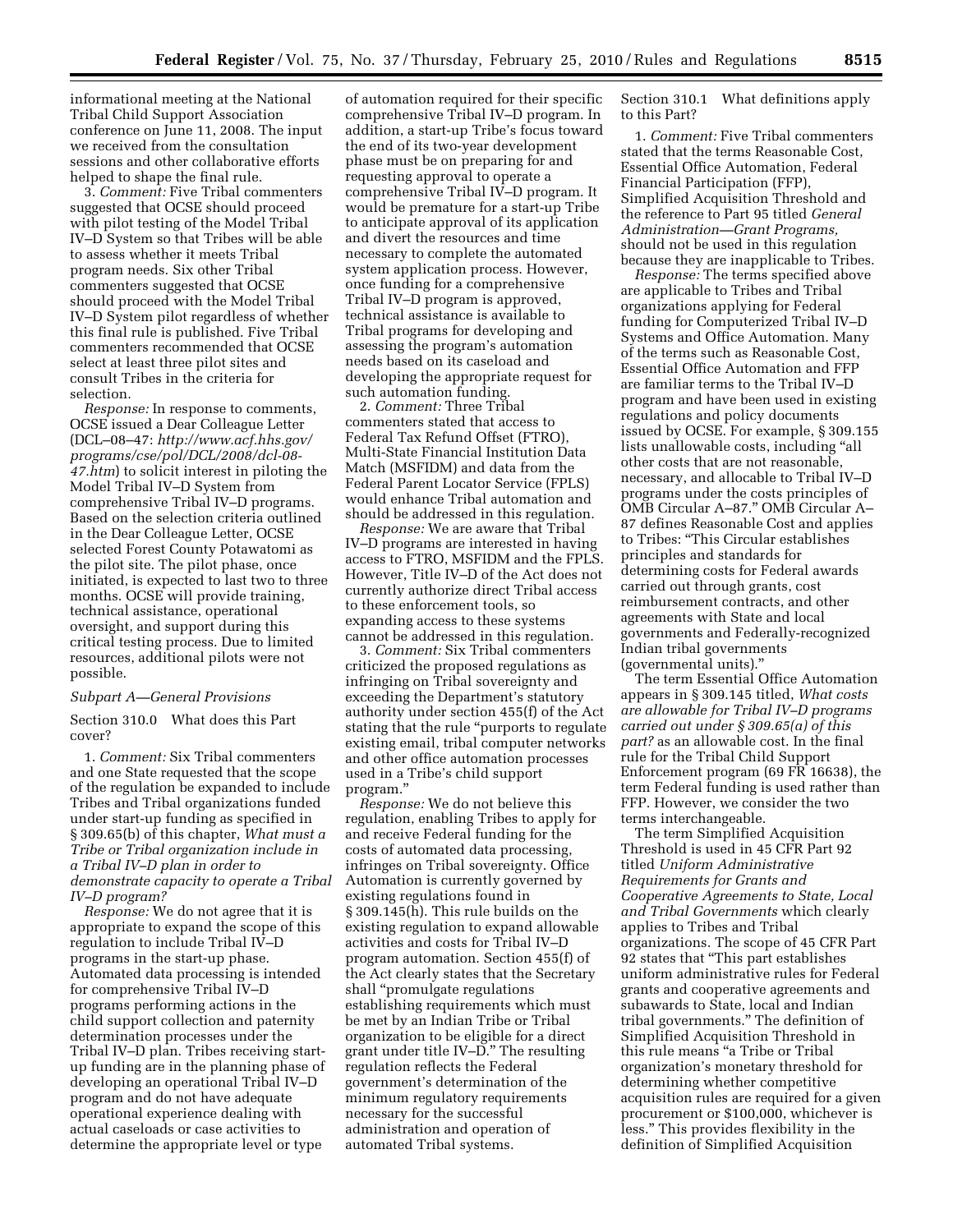informational meeting at the National Tribal Child Support Association conference on June 11, 2008. The input we received from the consultation sessions and other collaborative efforts helped to shape the final rule.

3. *Comment:* Five Tribal commenters suggested that OCSE should proceed with pilot testing of the Model Tribal IV–D System so that Tribes will be able to assess whether it meets Tribal program needs. Six other Tribal commenters suggested that OCSE should proceed with the Model Tribal IV–D System pilot regardless of whether this final rule is published. Five Tribal commenters recommended that OCSE select at least three pilot sites and consult Tribes in the criteria for selection.

*Response:* In response to comments, OCSE issued a Dear Colleague Letter (DCL–08–47: *http://www.acf.hhs.gov/programs/cse/pol/DCL/2008/dcl-08-47.htm*) to solicit interest in piloting the Model Tribal IV–D System from comprehensive Tribal IV–D programs. Based on the selection criteria outlined in the Dear Colleague Letter, OCSE selected Forest County Potawatomi as the pilot site. The pilot phase, once initiated, is expected to last two to three months. OCSE will provide training, technical assistance, operational oversight, and support during this critical testing process. Due to limited resources, additional pilots were not possible.

*Subpart A—General Provisions*

Section 310.0 What does this Part cover?

1. *Comment:* Six Tribal commenters and one State requested that the scope of the regulation be expanded to include Tribes and Tribal organizations funded under start-up funding as specified in § 309.65(b) of this chapter, *What must a Tribe or Tribal organization include in a Tribal IV–D plan in order to demonstrate capacity to operate a Tribal IV–D program?*

*Response:* We do not agree that it is appropriate to expand the scope of this regulation to include Tribal IV–D programs in the start-up phase. Automated data processing is intended for comprehensive Tribal IV–D programs performing actions in the child support collection and paternity determination processes under the Tribal IV–D plan. Tribes receiving start-up funding are in the planning phase of developing an operational Tribal IV–D program and do not have adequate operational experience dealing with actual caseloads or case activities to determine the appropriate level or type of automation required for their specific comprehensive Tribal IV–D program. In addition, a start-up Tribe's focus toward the end of its two-year development phase must be on preparing for and requesting approval to operate a comprehensive Tribal IV–D program. It would be premature for a start-up Tribe to anticipate approval of its application and divert the resources and time necessary to complete the automated system application process. However, once funding for a comprehensive Tribal IV–D program is approved, technical assistance is available to Tribal programs for developing and assessing the program's automation needs based on its caseload and developing the appropriate request for such automation funding.

2. *Comment:* Three Tribal commenters stated that access to Federal Tax Refund Offset (FTRO), Multi-State Financial Institution Data Match (MSFIDM) and data from the Federal Parent Locator Service (FPLS) would enhance Tribal automation and should be addressed in this regulation.

*Response:* We are aware that Tribal IV–D programs are interested in having access to FTRO, MSFIDM and the FPLS. However, Title IV–D of the Act does not currently authorize direct Tribal access to these enforcement tools, so expanding access to these systems cannot be addressed in this regulation.

3. *Comment:* Six Tribal commenters criticized the proposed regulations as infringing on Tribal sovereignty and exceeding the Department's statutory authority under section 455(f) of the Act stating that the rule "purports to regulate existing email, tribal computer networks and other office automation processes used in a Tribe's child support program."

*Response:* We do not believe this regulation, enabling Tribes to apply for and receive Federal funding for the costs of automated data processing, infringes on Tribal sovereignty. Office Automation is currently governed by existing regulations found in § 309.145(h). This rule builds on the existing regulation to expand allowable activities and costs for Tribal IV–D program automation. Section 455(f) of the Act clearly states that the Secretary shall "promulgate regulations establishing requirements which must be met by an Indian Tribe or Tribal organization to be eligible for a direct grant under title IV–D." The resulting regulation reflects the Federal government's determination of the minimum regulatory requirements necessary for the successful administration and operation of automated Tribal systems.

Section 310.1 What definitions apply to this Part?

1. *Comment:* Five Tribal commenters stated that the terms Reasonable Cost, Essential Office Automation, Federal Financial Participation (FFP), Simplified Acquisition Threshold and the reference to Part 95 titled *General Administration—Grant Programs,* should not be used in this regulation because they are inapplicable to Tribes.

*Response:* The terms specified above are applicable to Tribes and Tribal organizations applying for Federal funding for Computerized Tribal IV–D Systems and Office Automation. Many of the terms such as Reasonable Cost, Essential Office Automation and FFP are familiar terms to the Tribal IV–D program and have been used in existing regulations and policy documents issued by OCSE. For example, § 309.155 lists unallowable costs, including "all other costs that are not reasonable, necessary, and allocable to Tribal IV–D programs under the costs principles of OMB Circular A–87." OMB Circular A–87 defines Reasonable Cost and applies to Tribes: "This Circular establishes principles and standards for determining costs for Federal awards carried out through grants, cost reimbursement contracts, and other agreements with State and local governments and Federally-recognized Indian tribal governments (governmental units)."

The term Essential Office Automation appears in § 309.145 titled, *What costs are allowable for Tribal IV–D programs carried out under § 309.65(a) of this part?* as an allowable cost. In the final rule for the Tribal Child Support Enforcement program (69 FR 16638), the term Federal funding is used rather than FFP. However, we consider the two terms interchangeable.

The term Simplified Acquisition Threshold is used in 45 CFR Part 92 titled *Uniform Administrative Requirements for Grants and Cooperative Agreements to State, Local and Tribal Governments* which clearly applies to Tribes and Tribal organizations. The scope of 45 CFR Part 92 states that "This part establishes uniform administrative rules for Federal grants and cooperative agreements and subawards to State, local and Indian tribal governments." The definition of Simplified Acquisition Threshold in this rule means "a Tribe or Tribal organization's monetary threshold for determining whether competitive acquisition rules are required for a given procurement or $100,000, whichever is less." This provides flexibility in the definition of Simplified Acquisition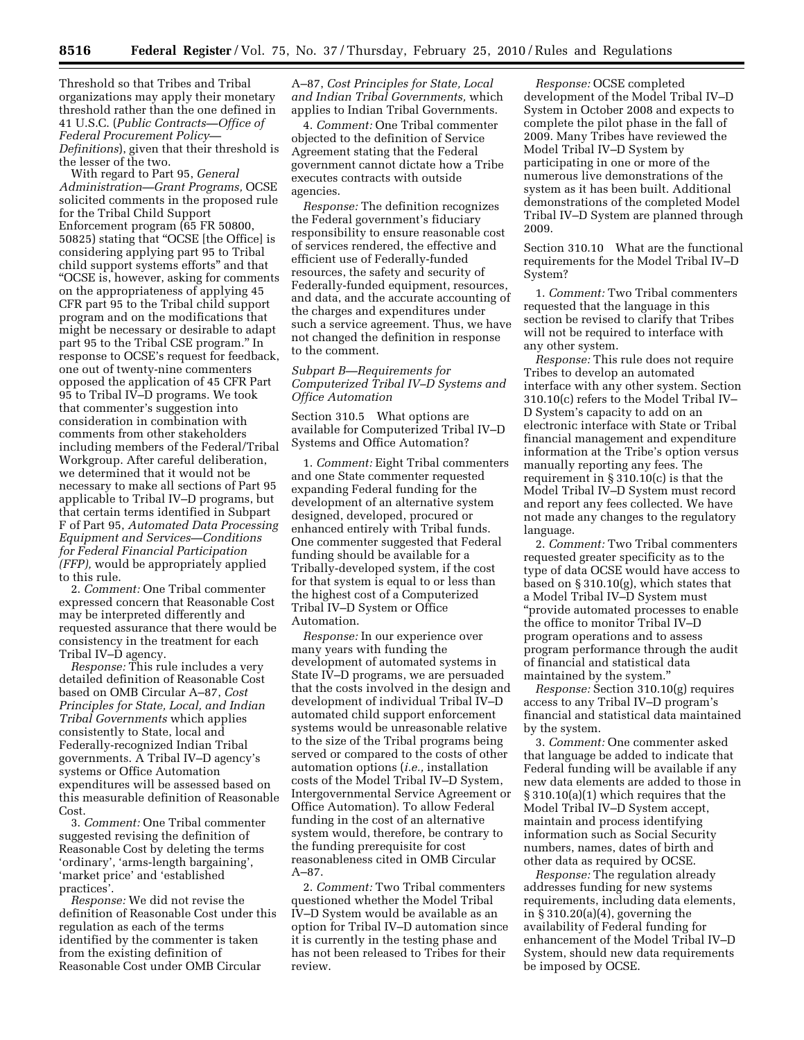Threshold so that Tribes and Tribal organizations may apply their monetary threshold rather than the one defined in 41 U.S.C. (*Public Contracts—Office of Federal Procurement Policy—Definitions*), given that their threshold is the lesser of the two.

With regard to Part 95, *General Administration—Grant Programs,* OCSE solicited comments in the proposed rule for the Tribal Child Support Enforcement program (65 FR 50800, 50825) stating that "OCSE [the Office] is considering applying part 95 to Tribal child support systems efforts" and that "OCSE is, however, asking for comments on the appropriateness of applying 45 CFR part 95 to the Tribal child support program and on the modifications that might be necessary or desirable to adapt part 95 to the Tribal CSE program." In response to OCSE's request for feedback, one out of twenty-nine commenters opposed the application of 45 CFR Part 95 to Tribal IV–D programs. We took that commenter's suggestion into consideration in combination with comments from other stakeholders including members of the Federal/Tribal Workgroup. After careful deliberation, we determined that it would not be necessary to make all sections of Part 95 applicable to Tribal IV–D programs, but that certain terms identified in Subpart F of Part 95, *Automated Data Processing Equipment and Services—Conditions for Federal Financial Participation (FFP),* would be appropriately applied to this rule.

2. *Comment:* One Tribal commenter expressed concern that Reasonable Cost may be interpreted differently and requested assurance that there would be consistency in the treatment for each Tribal IV–D agency.

*Response:* This rule includes a very detailed definition of Reasonable Cost based on OMB Circular A–87, *Cost Principles for State, Local, and Indian Tribal Governments* which applies consistently to State, local and Federally-recognized Indian Tribal governments. A Tribal IV–D agency's systems or Office Automation expenditures will be assessed based on this measurable definition of Reasonable Cost.

3. *Comment:* One Tribal commenter suggested revising the definition of Reasonable Cost by deleting the terms 'ordinary', 'arms-length bargaining', 'market price' and 'established practices'.

*Response:* We did not revise the definition of Reasonable Cost under this regulation as each of the terms identified by the commenter is taken from the existing definition of Reasonable Cost under OMB Circular A–87, *Cost Principles for State, Local and Indian Tribal Governments,* which applies to Indian Tribal Governments.

4. *Comment:* One Tribal commenter objected to the definition of Service Agreement stating that the Federal government cannot dictate how a Tribe executes contracts with outside agencies.

*Response:* The definition recognizes the Federal government's fiduciary responsibility to ensure reasonable cost of services rendered, the effective and efficient use of Federally-funded resources, the safety and security of Federally-funded equipment, resources, and data, and the accurate accounting of the charges and expenditures under such a service agreement. Thus, we have not changed the definition in response to the comment.

*Subpart B—Requirements for Computerized Tribal IV–D Systems and Office Automation*

Section 310.5 What options are available for Computerized Tribal IV–D Systems and Office Automation?

1. *Comment:* Eight Tribal commenters and one State commenter requested expanding Federal funding for the development of an alternative system designed, developed, procured or enhanced entirely with Tribal funds. One commenter suggested that Federal funding should be available for a Tribally-developed system, if the cost for that system is equal to or less than the highest cost of a Computerized Tribal IV–D System or Office Automation.

*Response:* In our experience over many years with funding the development of automated systems in State IV–D programs, we are persuaded that the costs involved in the design and development of individual Tribal IV–D automated child support enforcement systems would be unreasonable relative to the size of the Tribal programs being served or compared to the costs of other automation options (*i.e.,* installation costs of the Model Tribal IV–D System, Intergovernmental Service Agreement or Office Automation). To allow Federal funding in the cost of an alternative system would, therefore, be contrary to the funding prerequisite for cost reasonableness cited in OMB Circular A–87.

2. *Comment:* Two Tribal commenters questioned whether the Model Tribal IV–D System would be available as an option for Tribal IV–D automation since it is currently in the testing phase and has not been released to Tribes for their review.

*Response:* OCSE completed development of the Model Tribal IV–D System in October 2008 and expects to complete the pilot phase in the fall of 2009. Many Tribes have reviewed the Model Tribal IV–D System by participating in one or more of the numerous live demonstrations of the system as it has been built. Additional demonstrations of the completed Model Tribal IV–D System are planned through 2009.

Section 310.10 What are the functional requirements for the Model Tribal IV–D System?

1. *Comment:* Two Tribal commenters requested that the language in this section be revised to clarify that Tribes will not be required to interface with any other system.

*Response:* This rule does not require Tribes to develop an automated interface with any other system. Section 310.10(c) refers to the Model Tribal IV–D System's capacity to add on an electronic interface with State or Tribal financial management and expenditure information at the Tribe's option versus manually reporting any fees. The requirement in § 310.10(c) is that the Model Tribal IV–D System must record and report any fees collected. We have not made any changes to the regulatory language.

2. *Comment:* Two Tribal commenters requested greater specificity as to the type of data OCSE would have access to based on § 310.10(g), which states that a Model Tribal IV–D System must "provide automated processes to enable the office to monitor Tribal IV–D program operations and to assess program performance through the audit of financial and statistical data maintained by the system."

*Response:* Section 310.10(g) requires access to any Tribal IV–D program's financial and statistical data maintained by the system.

3. *Comment:* One commenter asked that language be added to indicate that Federal funding will be available if any new data elements are added to those in § 310.10(a)(1) which requires that the Model Tribal IV–D System accept, maintain and process identifying information such as Social Security numbers, names, dates of birth and other data as required by OCSE.

*Response:* The regulation already addresses funding for new systems requirements, including data elements, in § 310.20(a)(4), governing the availability of Federal funding for enhancement of the Model Tribal IV–D System, should new data requirements be imposed by OCSE.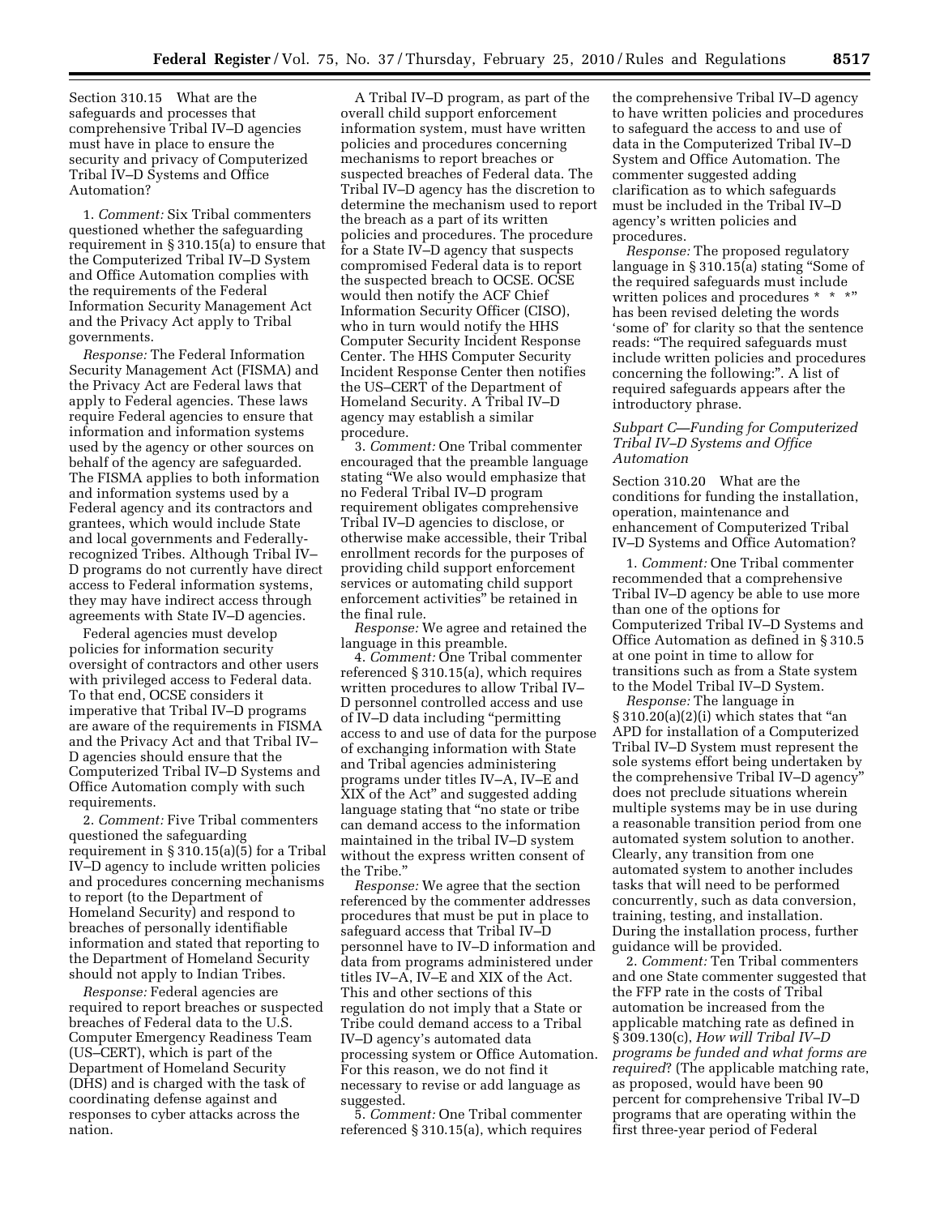Section 310.15 What are the safeguards and processes that comprehensive Tribal IV–D agencies must have in place to ensure the security and privacy of Computerized Tribal IV–D Systems and Office Automation?

1. *Comment:* Six Tribal commenters questioned whether the safeguarding requirement in § 310.15(a) to ensure that the Computerized Tribal IV–D System and Office Automation complies with the requirements of the Federal Information Security Management Act and the Privacy Act apply to Tribal governments.

*Response:* The Federal Information Security Management Act (FISMA) and the Privacy Act are Federal laws that apply to Federal agencies. These laws require Federal agencies to ensure that information and information systems used by the agency or other sources on behalf of the agency are safeguarded. The FISMA applies to both information and information systems used by a Federal agency and its contractors and grantees, which would include State and local governments and Federally-recognized Tribes. Although Tribal IV–D programs do not currently have direct access to Federal information systems, they may have indirect access through agreements with State IV–D agencies.

Federal agencies must develop policies for information security oversight of contractors and other users with privileged access to Federal data. To that end, OCSE considers it imperative that Tribal IV–D programs are aware of the requirements in FISMA and the Privacy Act and that Tribal IV–D agencies should ensure that the Computerized Tribal IV–D Systems and Office Automation comply with such requirements.

2. *Comment:* Five Tribal commenters questioned the safeguarding requirement in § 310.15(a)(5) for a Tribal IV–D agency to include written policies and procedures concerning mechanisms to report (to the Department of Homeland Security) and respond to breaches of personally identifiable information and stated that reporting to the Department of Homeland Security should not apply to Indian Tribes.

*Response:* Federal agencies are required to report breaches or suspected breaches of Federal data to the U.S. Computer Emergency Readiness Team (US–CERT), which is part of the Department of Homeland Security (DHS) and is charged with the task of coordinating defense against and responses to cyber attacks across the nation.

A Tribal IV–D program, as part of the overall child support enforcement information system, must have written policies and procedures concerning mechanisms to report breaches or suspected breaches of Federal data. The Tribal IV–D agency has the discretion to determine the mechanism used to report the breach as a part of its written policies and procedures. The procedure for a State IV–D agency that suspects compromised Federal data is to report the suspected breach to OCSE. OCSE would then notify the ACF Chief Information Security Officer (CISO), who in turn would notify the HHS Computer Security Incident Response Center. The HHS Computer Security Incident Response Center then notifies the US–CERT of the Department of Homeland Security. A Tribal IV–D agency may establish a similar procedure.

3. *Comment:* One Tribal commenter encouraged that the preamble language stating "We also would emphasize that no Federal Tribal IV–D program requirement obligates comprehensive Tribal IV–D agencies to disclose, or otherwise make accessible, their Tribal enrollment records for the purposes of providing child support enforcement services or automating child support enforcement activities" be retained in the final rule.

*Response:* We agree and retained the language in this preamble.

4. *Comment:* One Tribal commenter referenced § 310.15(a), which requires written procedures to allow Tribal IV–D personnel controlled access and use of IV–D data including "permitting access to and use of data for the purpose of exchanging information with State and Tribal agencies administering programs under titles IV–A, IV–E and XIX of the Act" and suggested adding language stating that "no state or tribe can demand access to the information maintained in the tribal IV–D system without the express written consent of the Tribe."

*Response:* We agree that the section referenced by the commenter addresses procedures that must be put in place to safeguard access that Tribal IV–D personnel have to IV–D information and data from programs administered under titles IV–A, IV–E and XIX of the Act. This and other sections of this regulation do not imply that a State or Tribe could demand access to a Tribal IV–D agency's automated data processing system or Office Automation. For this reason, we do not find it necessary to revise or add language as suggested.

5. *Comment:* One Tribal commenter referenced § 310.15(a), which requires the comprehensive Tribal IV–D agency to have written policies and procedures to safeguard the access to and use of data in the Computerized Tribal IV–D System and Office Automation. The commenter suggested adding clarification as to which safeguards must be included in the Tribal IV–D agency's written policies and procedures.

*Response:* The proposed regulatory language in § 310.15(a) stating "Some of the required safeguards must include written polices and procedures * * *" has been revised deleting the words 'some of' for clarity so that the sentence reads: "The required safeguards must include written policies and procedures concerning the following:". A list of required safeguards appears after the introductory phrase.

### *Subpart C—Funding for Computerized Tribal IV–D Systems and Office Automation*

Section 310.20 What are the conditions for funding the installation, operation, maintenance and enhancement of Computerized Tribal IV–D Systems and Office Automation?

1. *Comment:* One Tribal commenter recommended that a comprehensive Tribal IV–D agency be able to use more than one of the options for Computerized Tribal IV–D Systems and Office Automation as defined in § 310.5 at one point in time to allow for transitions such as from a State system to the Model Tribal IV–D System.

*Response:* The language in § 310.20(a)(2)(i) which states that "an APD for installation of a Computerized Tribal IV–D System must represent the sole systems effort being undertaken by the comprehensive Tribal IV–D agency" does not preclude situations wherein multiple systems may be in use during a reasonable transition period from one automated system solution to another. Clearly, any transition from one automated system to another includes tasks that will need to be performed concurrently, such as data conversion, training, testing, and installation. During the installation process, further guidance will be provided.

2. *Comment:* Ten Tribal commenters and one State commenter suggested that the FFP rate in the costs of Tribal automation be increased from the applicable matching rate as defined in § 309.130(c), *How will Tribal IV–D programs be funded and what forms are required*? (The applicable matching rate, as proposed, would have been 90 percent for comprehensive Tribal IV–D programs that are operating within the first three-year period of Federal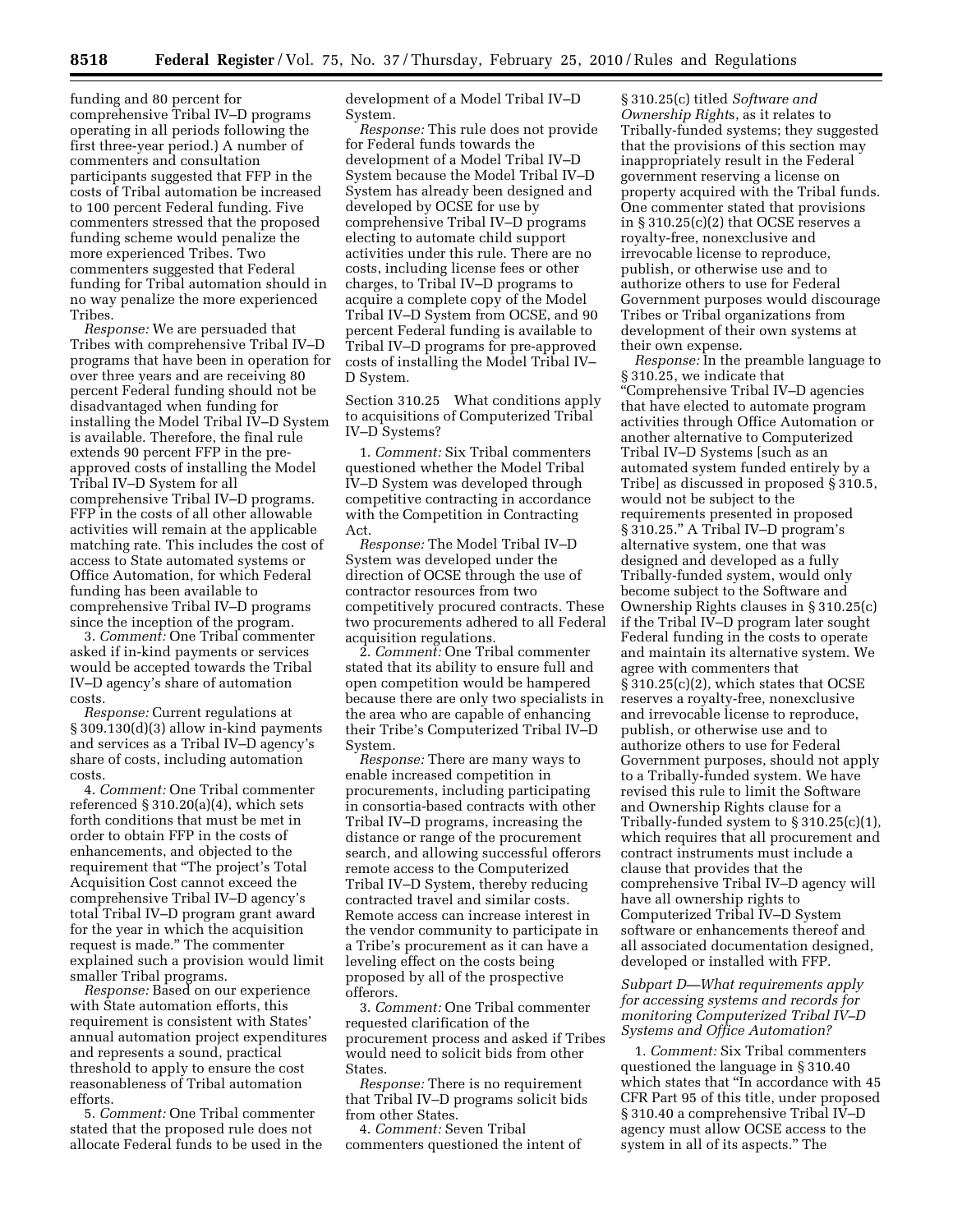funding and 80 percent for comprehensive Tribal IV–D programs operating in all periods following the first three-year period.) A number of commenters and consultation participants suggested that FFP in the costs of Tribal automation be increased to 100 percent Federal funding. Five commenters stressed that the proposed funding scheme would penalize the more experienced Tribes. Two commenters suggested that Federal funding for Tribal automation should in no way penalize the more experienced Tribes.

*Response:* We are persuaded that Tribes with comprehensive Tribal IV–D programs that have been in operation for over three years and are receiving 80 percent Federal funding should not be disadvantaged when funding for installing the Model Tribal IV–D System is available. Therefore, the final rule extends 90 percent FFP in the pre-approved costs of installing the Model Tribal IV–D System for all comprehensive Tribal IV–D programs. FFP in the costs of all other allowable activities will remain at the applicable matching rate. This includes the cost of access to State automated systems or Office Automation, for which Federal funding has been available to comprehensive Tribal IV–D programs since the inception of the program.

3. *Comment:* One Tribal commenter asked if in-kind payments or services would be accepted towards the Tribal IV–D agency's share of automation costs.

*Response:* Current regulations at § 309.130(d)(3) allow in-kind payments and services as a Tribal IV–D agency's share of costs, including automation costs.

4. *Comment:* One Tribal commenter referenced § 310.20(a)(4), which sets forth conditions that must be met in order to obtain FFP in the costs of enhancements, and objected to the requirement that "The project's Total Acquisition Cost cannot exceed the comprehensive Tribal IV–D agency's total Tribal IV–D program grant award for the year in which the acquisition request is made." The commenter explained such a provision would limit smaller Tribal programs.

*Response:* Based on our experience with State automation efforts, this requirement is consistent with States' annual automation project expenditures and represents a sound, practical threshold to apply to ensure the cost reasonableness of Tribal automation efforts.

5. *Comment:* One Tribal commenter stated that the proposed rule does not allocate Federal funds to be used in the development of a Model Tribal IV–D System.

*Response:* This rule does not provide for Federal funds towards the development of a Model Tribal IV–D System because the Model Tribal IV–D System has already been designed and developed by OCSE for use by comprehensive Tribal IV–D programs electing to automate child support activities under this rule. There are no costs, including license fees or other charges, to Tribal IV–D programs to acquire a complete copy of the Model Tribal IV–D System from OCSE, and 90 percent Federal funding is available to Tribal IV–D programs for pre-approved costs of installing the Model Tribal IV–D System.

Section 310.25 What conditions apply to acquisitions of Computerized Tribal IV–D Systems?

1. *Comment:* Six Tribal commenters questioned whether the Model Tribal IV–D System was developed through competitive contracting in accordance with the Competition in Contracting Act.

*Response:* The Model Tribal IV–D System was developed under the direction of OCSE through the use of contractor resources from two competitively procured contracts. These two procurements adhered to all Federal acquisition regulations.

2. *Comment:* One Tribal commenter stated that its ability to ensure full and open competition would be hampered because there are only two specialists in the area who are capable of enhancing their Tribe's Computerized Tribal IV–D System.

*Response:* There are many ways to enable increased competition in procurements, including participating in consortia-based contracts with other Tribal IV–D programs, increasing the distance or range of the procurement search, and allowing successful offerors remote access to the Computerized Tribal IV–D System, thereby reducing contracted travel and similar costs. Remote access can increase interest in the vendor community to participate in a Tribe's procurement as it can have a leveling effect on the costs being proposed by all of the prospective offerors.

3. *Comment:* One Tribal commenter requested clarification of the procurement process and asked if Tribes would need to solicit bids from other States.

*Response:* There is no requirement that Tribal IV–D programs solicit bids from other States.

4. *Comment:* Seven Tribal commenters questioned the intent of § 310.25(c) titled *Software and Ownership Rights*, as it relates to Tribally-funded systems; they suggested that the provisions of this section may inappropriately result in the Federal government reserving a license on property acquired with the Tribal funds. One commenter stated that provisions in § 310.25(c)(2) that OCSE reserves a royalty-free, nonexclusive and irrevocable license to reproduce, publish, or otherwise use and to authorize others to use for Federal Government purposes would discourage Tribes or Tribal organizations from development of their own systems at their own expense.

*Response:* In the preamble language to § 310.25, we indicate that "Comprehensive Tribal IV–D agencies that have elected to automate program activities through Office Automation or another alternative to Computerized Tribal IV–D Systems [such as an automated system funded entirely by a Tribe] as discussed in proposed § 310.5, would not be subject to the requirements presented in proposed § 310.25." A Tribal IV–D program's alternative system, one that was designed and developed as a fully Tribally-funded system, would only become subject to the Software and Ownership Rights clauses in § 310.25(c) if the Tribal IV–D program later sought Federal funding in the costs to operate and maintain its alternative system. We agree with commenters that § 310.25(c)(2), which states that OCSE reserves a royalty-free, nonexclusive and irrevocable license to reproduce, publish, or otherwise use and to authorize others to use for Federal Government purposes, should not apply to a Tribally-funded system. We have revised this rule to limit the Software and Ownership Rights clause for a Tribally-funded system to § 310.25(c)(1), which requires that all procurement and contract instruments must include a clause that provides that the comprehensive Tribal IV–D agency will have all ownership rights to Computerized Tribal IV–D System software or enhancements thereof and all associated documentation designed, developed or installed with FFP.

*Subpart D—What requirements apply for accessing systems and records for monitoring Computerized Tribal IV–D Systems and Office Automation?*

1. *Comment:* Six Tribal commenters questioned the language in § 310.40 which states that "In accordance with 45 CFR Part 95 of this title, under proposed § 310.40 a comprehensive Tribal IV–D agency must allow OCSE access to the system in all of its aspects." The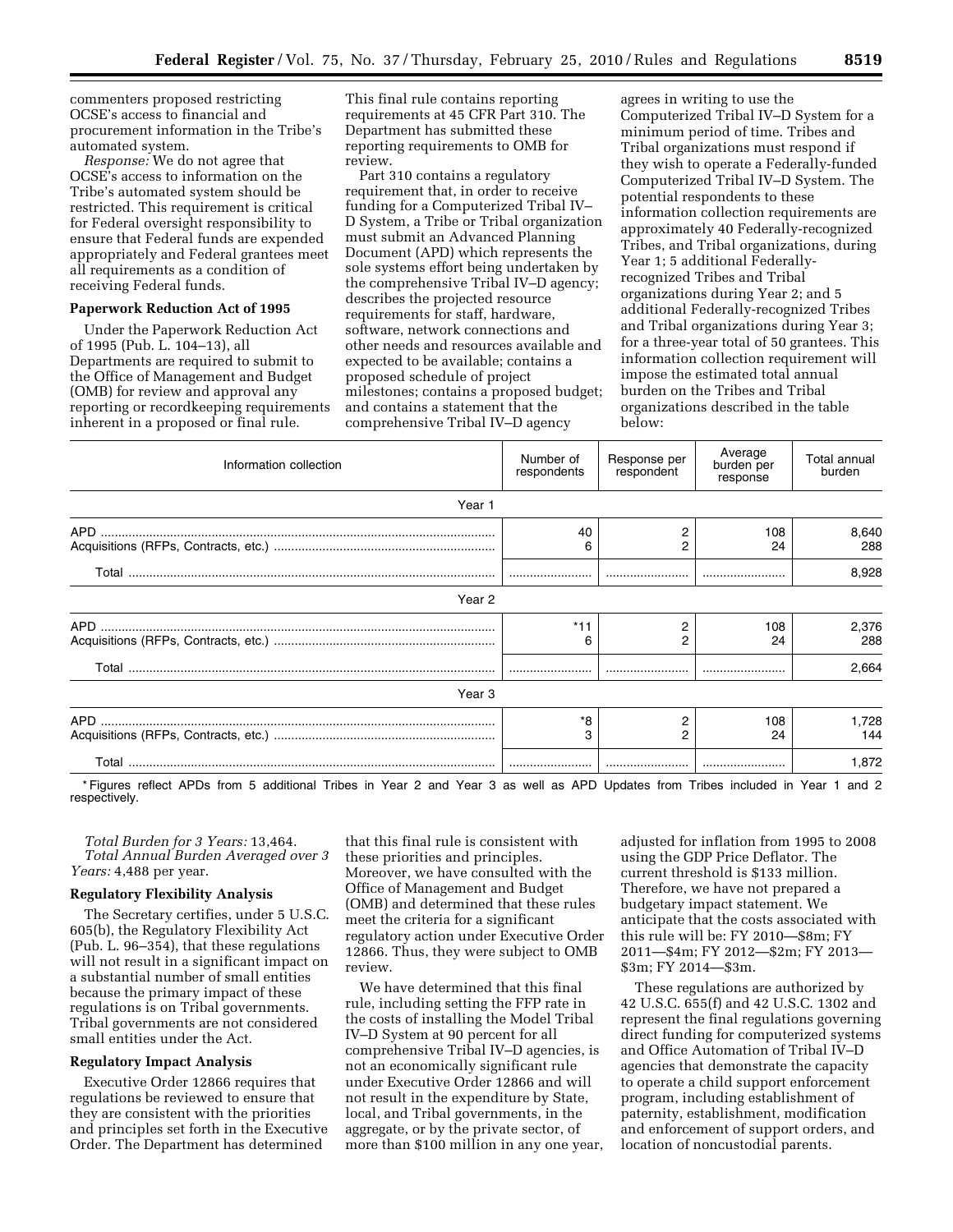commenters proposed restricting OCSE's access to financial and procurement information in the Tribe's automated system.

*Response:* We do not agree that OCSE's access to information on the Tribe's automated system should be restricted. This requirement is critical for Federal oversight responsibility to ensure that Federal funds are expended appropriately and Federal grantees meet all requirements as a condition of receiving Federal funds.

**Paperwork Reduction Act of 1995**

Under the Paperwork Reduction Act of 1995 (Pub. L. 104–13), all Departments are required to submit to the Office of Management and Budget (OMB) for review and approval any reporting or recordkeeping requirements inherent in a proposed or final rule.

This final rule contains reporting requirements at 45 CFR Part 310. The Department has submitted these reporting requirements to OMB for review.

Part 310 contains a regulatory requirement that, in order to receive funding for a Computerized Tribal IV–D System, a Tribe or Tribal organization must submit an Advanced Planning Document (APD) which represents the sole systems effort being undertaken by the comprehensive Tribal IV–D agency; describes the projected resource requirements for staff, hardware, software, network connections and other needs and resources available and expected to be available; contains a proposed schedule of project milestones; contains a proposed budget; and contains a statement that the comprehensive Tribal IV–D agency agrees in writing to use the Computerized Tribal IV–D System for a minimum period of time. Tribes and Tribal organizations must respond if they wish to operate a Federally-funded Computerized Tribal IV–D System. The potential respondents to these information collection requirements are approximately 40 Federally-recognized Tribes, and Tribal organizations, during Year 1; 5 additional Federally-recognized Tribes and Tribal organizations during Year 2; and 5 additional Federally-recognized Tribes and Tribal organizations during Year 3; for a three-year total of 50 grantees. This information collection requirement will impose the estimated total annual burden on the Tribes and Tribal organizations described in the table below:

| Information collection | Number of respondents | Response per respondent | Average burden per response | Total annual burden |
|---|---|---|---|---|
| **Year 1** | | | | |
| APD | 40 | 2 | 108 | 8,640 |
| Acquisitions (RFPs, Contracts, etc.) | 6 | 2 | 24 | 288 |
| Total | | | | 8,928 |
| **Year 2** | | | | |
| APD | *11 | 2 | 108 | 2,376 |
| Acquisitions (RFPs, Contracts, etc.) | 6 | 2 | 24 | 288 |
| Total | | | | 2,664 |
| **Year 3** | | | | |
| APD | *8 | 2 | 108 | 1,728 |
| Acquisitions (RFPs, Contracts, etc.) | 3 | 2 | 24 | 144 |
| Total | | | | 1,872 |

* Figures reflect APDs from 5 additional Tribes in Year 2 and Year 3 as well as APD Updates from Tribes included in Year 1 and 2 respectively.

*Total Burden for 3 Years:* 13,464.

*Total Annual Burden Averaged over 3 Years:* 4,488 per year.

**Regulatory Flexibility Analysis**

The Secretary certifies, under 5 U.S.C. 605(b), the Regulatory Flexibility Act (Pub. L. 96–354), that these regulations will not result in a significant impact on a substantial number of small entities because the primary impact of these regulations is on Tribal governments. Tribal governments are not considered small entities under the Act.

**Regulatory Impact Analysis**

Executive Order 12866 requires that regulations be reviewed to ensure that they are consistent with the priorities and principles set forth in the Executive Order. The Department has determined that this final rule is consistent with these priorities and principles. Moreover, we have consulted with the Office of Management and Budget (OMB) and determined that these rules meet the criteria for a significant regulatory action under Executive Order 12866. Thus, they were subject to OMB review.

We have determined that this final rule, including setting the FFP rate in the costs of installing the Model Tribal IV–D System at 90 percent for all comprehensive Tribal IV–D agencies, is not an economically significant rule under Executive Order 12866 and will not result in the expenditure by State, local, and Tribal governments, in the aggregate, or by the private sector, of more than $100 million in any one year, adjusted for inflation from 1995 to 2008 using the GDP Price Deflator. The current threshold is $133 million. Therefore, we have not prepared a budgetary impact statement. We anticipate that the costs associated with this rule will be: FY 2010—$8m; FY 2011—$4m; FY 2012—$2m; FY 2013—$3m; FY 2014—$3m.

These regulations are authorized by 42 U.S.C. 655(f) and 42 U.S.C. 1302 and represent the final regulations governing direct funding for computerized systems and Office Automation of Tribal IV–D agencies that demonstrate the capacity to operate a child support enforcement program, including establishment of paternity, establishment, modification and enforcement of support orders, and location of noncustodial parents.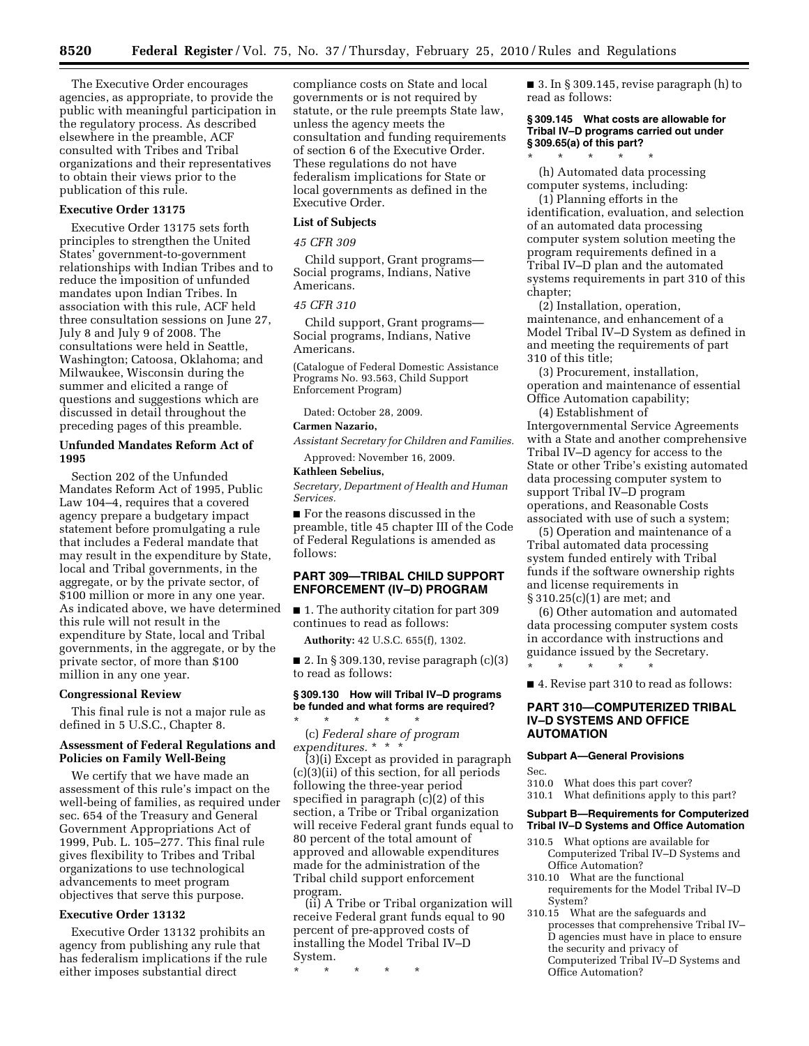The Executive Order encourages agencies, as appropriate, to provide the public with meaningful participation in the regulatory process. As described elsewhere in the preamble, ACF consulted with Tribes and Tribal organizations and their representatives to obtain their views prior to the publication of this rule.

### Executive Order 13175

Executive Order 13175 sets forth principles to strengthen the United States' government-to-government relationships with Indian Tribes and to reduce the imposition of unfunded mandates upon Indian Tribes. In association with this rule, ACF held three consultation sessions on June 27, July 8 and July 9 of 2008. The consultations were held in Seattle, Washington; Catoosa, Oklahoma; and Milwaukee, Wisconsin during the summer and elicited a range of questions and suggestions which are discussed in detail throughout the preceding pages of this preamble.

### Unfunded Mandates Reform Act of 1995

Section 202 of the Unfunded Mandates Reform Act of 1995, Public Law 104–4, requires that a covered agency prepare a budgetary impact statement before promulgating a rule that includes a Federal mandate that may result in the expenditure by State, local and Tribal governments, in the aggregate, or by the private sector, of $100 million or more in any one year. As indicated above, we have determined this rule will not result in the expenditure by State, local and Tribal governments, in the aggregate, or by the private sector, of more than $100 million in any one year.

### Congressional Review

This final rule is not a major rule as defined in 5 U.S.C., Chapter 8.

### Assessment of Federal Regulations and Policies on Family Well-Being

We certify that we have made an assessment of this rule's impact on the well-being of families, as required under sec. 654 of the Treasury and General Government Appropriations Act of 1999, Pub. L. 105–277. This final rule gives flexibility to Tribes and Tribal organizations to use technological advancements to meet program objectives that serve this purpose.

### Executive Order 13132

Executive Order 13132 prohibits an agency from publishing any rule that has federalism implications if the rule either imposes substantial direct compliance costs on State and local governments or is not required by statute, or the rule preempts State law, unless the agency meets the consultation and funding requirements of section 6 of the Executive Order. These regulations do not have federalism implications for State or local governments as defined in the Executive Order.

### List of Subjects

*45 CFR 309*

Child support, Grant programs—Social programs, Indians, Native Americans.

*45 CFR 310*

Child support, Grant programs—Social programs, Indians, Native Americans.

(Catalogue of Federal Domestic Assistance Programs No. 93.563, Child Support Enforcement Program)

Dated: October 28, 2009.

**Carmen Nazario,**

*Assistant Secretary for Children and Families.*

Approved: November 16, 2009.

**Kathleen Sebelius,**

*Secretary, Department of Health and Human Services.*

■ For the reasons discussed in the preamble, title 45 chapter III of the Code of Federal Regulations is amended as follows:

## PART 309—TRIBAL CHILD SUPPORT ENFORCEMENT (IV–D) PROGRAM

■ 1. The authority citation for part 309 continues to read as follows:

**Authority:** 42 U.S.C. 655(f), 1302.

■ 2. In § 309.130, revise paragraph (c)(3) to read as follows:

#### § 309.130 How will Tribal IV–D programs be funded and what forms are required?

\* \* \* \* \*

(c) *Federal share of program expenditures.* \* \* \*

(3)(i) Except as provided in paragraph (c)(3)(ii) of this section, for all periods following the three-year period specified in paragraph (c)(2) of this section, a Tribe or Tribal organization will receive Federal grant funds equal to 80 percent of the total amount of approved and allowable expenditures made for the administration of the Tribal child support enforcement program.

(ii) A Tribe or Tribal organization will receive Federal grant funds equal to 90 percent of pre-approved costs of installing the Model Tribal IV–D System.

\* \* \* \* \*

■ 3. In § 309.145, revise paragraph (h) to read as follows:

#### § 309.145 What costs are allowable for Tribal IV–D programs carried out under § 309.65(a) of this part?

\* \* \* \* \*

(h) Automated data processing computer systems, including:

(1) Planning efforts in the identification, evaluation, and selection of an automated data processing computer system solution meeting the program requirements defined in a Tribal IV–D plan and the automated systems requirements in part 310 of this chapter;

(2) Installation, operation, maintenance, and enhancement of a Model Tribal IV–D System as defined in and meeting the requirements of part 310 of this title;

(3) Procurement, installation, operation and maintenance of essential Office Automation capability;

(4) Establishment of Intergovernmental Service Agreements with a State and another comprehensive Tribal IV–D agency for access to the State or other Tribe's existing automated data processing computer system to support Tribal IV–D program operations, and Reasonable Costs associated with use of such a system;

(5) Operation and maintenance of a Tribal automated data processing system funded entirely with Tribal funds if the software ownership rights and license requirements in § 310.25(c)(1) are met; and

(6) Other automation and automated data processing computer system costs in accordance with instructions and guidance issued by the Secretary.

\* \* \* \* \*

■ 4. Revise part 310 to read as follows:

## PART 310—COMPUTERIZED TRIBAL IV–D SYSTEMS AND OFFICE AUTOMATION

### Subpart A—General Provisions

Sec.

310.0 What does this part cover?

310.1 What definitions apply to this part?

### Subpart B—Requirements for Computerized Tribal IV–D Systems and Office Automation

310.5 What options are available for Computerized Tribal IV–D Systems and Office Automation?

310.10 What are the functional requirements for the Model Tribal IV–D System?

310.15 What are the safeguards and processes that comprehensive Tribal IV–D agencies must have in place to ensure the security and privacy of Computerized Tribal IV–D Systems and Office Automation?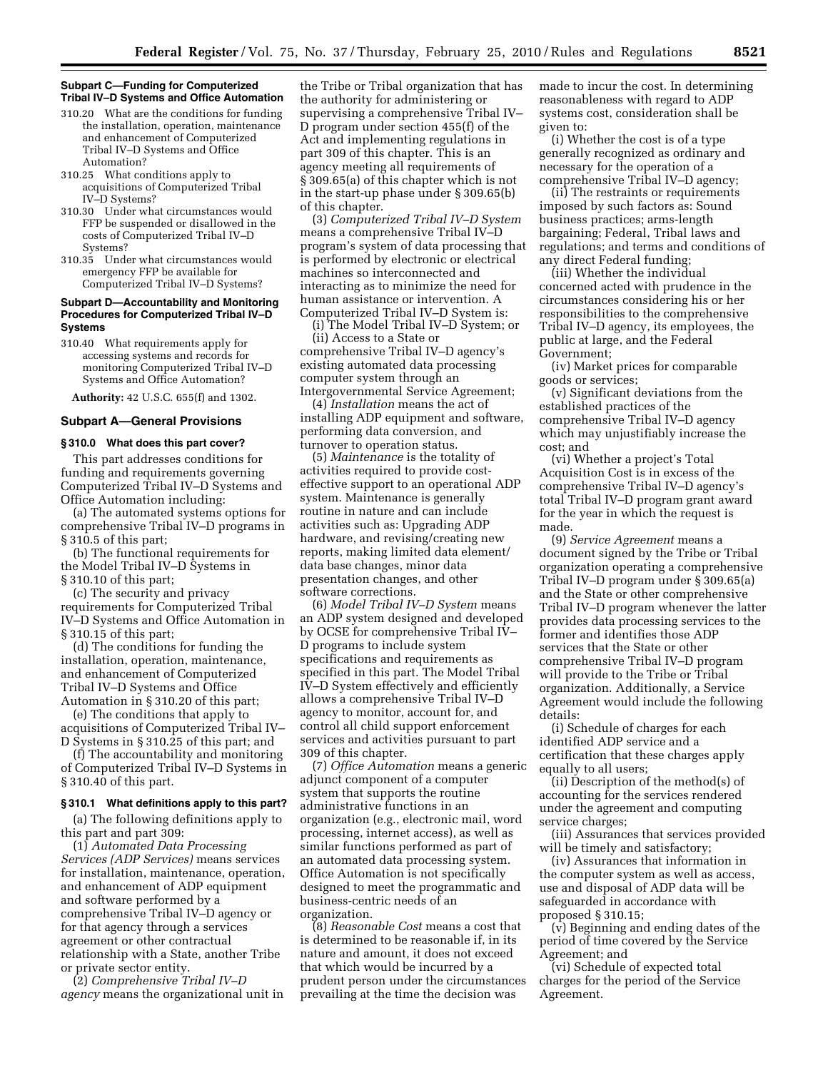**Subpart C—Funding for Computerized Tribal IV–D Systems and Office Automation**

310.20 What are the conditions for funding the installation, operation, maintenance and enhancement of Computerized Tribal IV–D Systems and Office Automation?

310.25 What conditions apply to acquisitions of Computerized Tribal IV–D Systems?

310.30 Under what circumstances would FFP be suspended or disallowed in the costs of Computerized Tribal IV–D Systems?

310.35 Under what circumstances would emergency FFP be available for Computerized Tribal IV–D Systems?

**Subpart D—Accountability and Monitoring Procedures for Computerized Tribal IV–D Systems**

310.40 What requirements apply for accessing systems and records for monitoring Computerized Tribal IV–D Systems and Office Automation?

**Authority:** 42 U.S.C. 655(f) and 1302.

## Subpart A—General Provisions

### § 310.0 What does this part cover?

This part addresses conditions for funding and requirements governing Computerized Tribal IV–D Systems and Office Automation including:

(a) The automated systems options for comprehensive Tribal IV–D programs in § 310.5 of this part;

(b) The functional requirements for the Model Tribal IV–D Systems in § 310.10 of this part;

(c) The security and privacy requirements for Computerized Tribal IV–D Systems and Office Automation in § 310.15 of this part;

(d) The conditions for funding the installation, operation, maintenance, and enhancement of Computerized Tribal IV–D Systems and Office Automation in § 310.20 of this part;

(e) The conditions that apply to acquisitions of Computerized Tribal IV–D Systems in § 310.25 of this part; and

(f) The accountability and monitoring of Computerized Tribal IV–D Systems in § 310.40 of this part.

### § 310.1 What definitions apply to this part?

(a) The following definitions apply to this part and part 309:

(1) *Automated Data Processing Services (ADP Services)* means services for installation, maintenance, operation, and enhancement of ADP equipment and software performed by a comprehensive Tribal IV–D agency or for that agency through a services agreement or other contractual relationship with a State, another Tribe or private sector entity.

(2) *Comprehensive Tribal IV–D agency* means the organizational unit in the Tribe or Tribal organization that has the authority for administering or supervising a comprehensive Tribal IV–D program under section 455(f) of the Act and implementing regulations in part 309 of this chapter. This is an agency meeting all requirements of § 309.65(a) of this chapter which is not in the start-up phase under § 309.65(b) of this chapter.

(3) *Computerized Tribal IV–D System* means a comprehensive Tribal IV–D program's system of data processing that is performed by electronic or electrical machines so interconnected and interacting as to minimize the need for human assistance or intervention. A Computerized Tribal IV–D System is:

(i) The Model Tribal IV–D System; or

(ii) Access to a State or comprehensive Tribal IV–D agency's existing automated data processing computer system through an Intergovernmental Service Agreement;

(4) *Installation* means the act of installing ADP equipment and software, performing data conversion, and turnover to operation status.

(5) *Maintenance* is the totality of activities required to provide cost-effective support to an operational ADP system. Maintenance is generally routine in nature and can include activities such as: Upgrading ADP hardware, and revising/creating new reports, making limited data element/data base changes, minor data presentation changes, and other software corrections.

(6) *Model Tribal IV–D System* means an ADP system designed and developed by OCSE for comprehensive Tribal IV–D programs to include system specifications and requirements as specified in this part. The Model Tribal IV–D System effectively and efficiently allows a comprehensive Tribal IV–D agency to monitor, account for, and control all child support enforcement services and activities pursuant to part 309 of this chapter.

(7) *Office Automation* means a generic adjunct component of a computer system that supports the routine administrative functions in an organization (e.g., electronic mail, word processing, internet access), as well as similar functions performed as part of an automated data processing system. Office Automation is not specifically designed to meet the programmatic and business-centric needs of an organization.

(8) *Reasonable Cost* means a cost that is determined to be reasonable if, in its nature and amount, it does not exceed that which would be incurred by a prudent person under the circumstances prevailing at the time the decision was made to incur the cost. In determining reasonableness with regard to ADP systems cost, consideration shall be given to:

(i) Whether the cost is of a type generally recognized as ordinary and necessary for the operation of a comprehensive Tribal IV–D agency;

(ii) The restraints or requirements imposed by such factors as: Sound business practices; arms-length bargaining; Federal, Tribal laws and regulations; and terms and conditions of any direct Federal funding;

(iii) Whether the individual concerned acted with prudence in the circumstances considering his or her responsibilities to the comprehensive Tribal IV–D agency, its employees, the public at large, and the Federal Government;

(iv) Market prices for comparable goods or services;

(v) Significant deviations from the established practices of the comprehensive Tribal IV–D agency which may unjustifiably increase the cost; and

(vi) Whether a project's Total Acquisition Cost is in excess of the comprehensive Tribal IV–D agency's total Tribal IV–D program grant award for the year in which the request is made.

(9) *Service Agreement* means a document signed by the Tribe or Tribal organization operating a comprehensive Tribal IV–D program under § 309.65(a) and the State or other comprehensive Tribal IV–D program whenever the latter provides data processing services to the former and identifies those ADP services that the State or other comprehensive Tribal IV–D program will provide to the Tribe or Tribal organization. Additionally, a Service Agreement would include the following details:

(i) Schedule of charges for each identified ADP service and a certification that these charges apply equally to all users;

(ii) Description of the method(s) of accounting for the services rendered under the agreement and computing service charges;

(iii) Assurances that services provided will be timely and satisfactory;

(iv) Assurances that information in the computer system as well as access, use and disposal of ADP data will be safeguarded in accordance with proposed § 310.15;

(v) Beginning and ending dates of the period of time covered by the Service Agreement; and

(vi) Schedule of expected total charges for the period of the Service Agreement.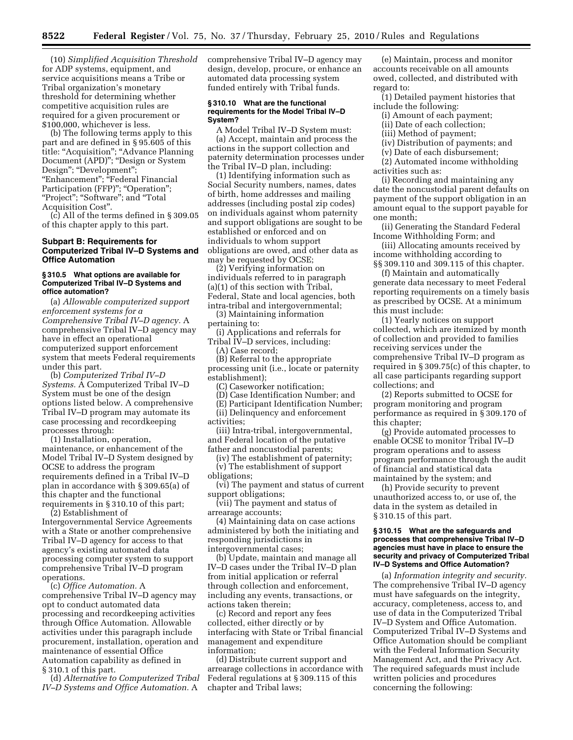(10) *Simplified Acquisition Threshold* for ADP systems, equipment, and service acquisitions means a Tribe or Tribal organization's monetary threshold for determining whether competitive acquisition rules are required for a given procurement or $100,000, whichever is less.

(b) The following terms apply to this part and are defined in § 95.605 of this title: "Acquisition"; "Advance Planning Document (APD)"; "Design or System Design"; "Development"; "Enhancement"; "Federal Financial Participation (FFP)"; "Operation"; "Project"; "Software"; and "Total Acquisition Cost".

(c) All of the terms defined in § 309.05 of this chapter apply to this part.

### Subpart B: Requirements for Computerized Tribal IV–D Systems and Office Automation

#### § 310.5 What options are available for Computerized Tribal IV–D Systems and office automation?

(a) *Allowable computerized support enforcement systems for a Comprehensive Tribal IV–D agency.* A comprehensive Tribal IV–D agency may have in effect an operational computerized support enforcement system that meets Federal requirements under this part.

(b) *Computerized Tribal IV–D Systems.* A Computerized Tribal IV–D System must be one of the design options listed below. A comprehensive Tribal IV–D program may automate its case processing and recordkeeping processes through:

(1) Installation, operation, maintenance, or enhancement of the Model Tribal IV–D System designed by OCSE to address the program requirements defined in a Tribal IV–D plan in accordance with § 309.65(a) of this chapter and the functional requirements in § 310.10 of this part;

(2) Establishment of Intergovernmental Service Agreements with a State or another comprehensive Tribal IV–D agency for access to that agency's existing automated data processing computer system to support comprehensive Tribal IV–D program operations.

(c) *Office Automation.* A comprehensive Tribal IV–D agency may opt to conduct automated data processing and recordkeeping activities through Office Automation. Allowable activities under this paragraph include procurement, installation, operation and maintenance of essential Office Automation capability as defined in § 310.1 of this part.

(d) *Alternative to Computerized Tribal IV–D Systems and Office Automation.* A comprehensive Tribal IV–D agency may design, develop, procure, or enhance an automated data processing system funded entirely with Tribal funds.

#### § 310.10 What are the functional requirements for the Model Tribal IV–D System?

A Model Tribal IV–D System must:

(a) Accept, maintain and process the actions in the support collection and paternity determination processes under the Tribal IV–D plan, including:

(1) Identifying information such as Social Security numbers, names, dates of birth, home addresses and mailing addresses (including postal zip codes) on individuals against whom paternity and support obligations are sought to be established or enforced and on individuals to whom support obligations are owed, and other data as may be requested by OCSE;

(2) Verifying information on individuals referred to in paragraph (a)(1) of this section with Tribal, Federal, State and local agencies, both intra-tribal and intergovernmental;

(3) Maintaining information pertaining to:

(i) Applications and referrals for Tribal IV–D services, including:

(A) Case record;

(B) Referral to the appropriate processing unit (i.e., locate or paternity establishment);

(C) Caseworker notification;

(D) Case Identification Number; and

(E) Participant Identification Number;

(ii) Delinquency and enforcement activities;

(iii) Intra-tribal, intergovernmental, and Federal location of the putative father and noncustodial parents;

(iv) The establishment of paternity;

(v) The establishment of support obligations;

(vi) The payment and status of current support obligations;

(vii) The payment and status of arrearage accounts;

(4) Maintaining data on case actions administered by both the initiating and responding jurisdictions in intergovernmental cases;

(b) Update, maintain and manage all IV–D cases under the Tribal IV–D plan from initial application or referral through collection and enforcement, including any events, transactions, or actions taken therein;

(c) Record and report any fees collected, either directly or by interfacing with State or Tribal financial management and expenditure information;

(d) Distribute current support and arrearage collections in accordance with Federal regulations at § 309.115 of this chapter and Tribal laws;

(e) Maintain, process and monitor accounts receivable on all amounts owed, collected, and distributed with regard to:

(1) Detailed payment histories that include the following:

(i) Amount of each payment;

(ii) Date of each collection;

(iii) Method of payment;

(iv) Distribution of payments; and

(v) Date of each disbursement;

(2) Automated income withholding activities such as:

(i) Recording and maintaining any date the noncustodial parent defaults on payment of the support obligation in an amount equal to the support payable for one month;

(ii) Generating the Standard Federal Income Withholding Form; and

(iii) Allocating amounts received by income withholding according to §§ 309.110 and 309.115 of this chapter.

(f) Maintain and automatically generate data necessary to meet Federal reporting requirements on a timely basis as prescribed by OCSE. At a minimum this must include:

(1) Yearly notices on support collected, which are itemized by month of collection and provided to families receiving services under the comprehensive Tribal IV–D program as required in § 309.75(c) of this chapter, to all case participants regarding support collections; and

(2) Reports submitted to OCSE for program monitoring and program performance as required in § 309.170 of this chapter;

(g) Provide automated processes to enable OCSE to monitor Tribal IV–D program operations and to assess program performance through the audit of financial and statistical data maintained by the system; and

(h) Provide security to prevent unauthorized access to, or use of, the data in the system as detailed in § 310.15 of this part.

#### § 310.15 What are the safeguards and processes that comprehensive Tribal IV–D agencies must have in place to ensure the security and privacy of Computerized Tribal IV–D Systems and Office Automation?

(a) *Information integrity and security.* The comprehensive Tribal IV–D agency must have safeguards on the integrity, accuracy, completeness, access to, and use of data in the Computerized Tribal IV–D System and Office Automation. Computerized Tribal IV–D Systems and Office Automation should be compliant with the Federal Information Security Management Act, and the Privacy Act. The required safeguards must include written policies and procedures concerning the following: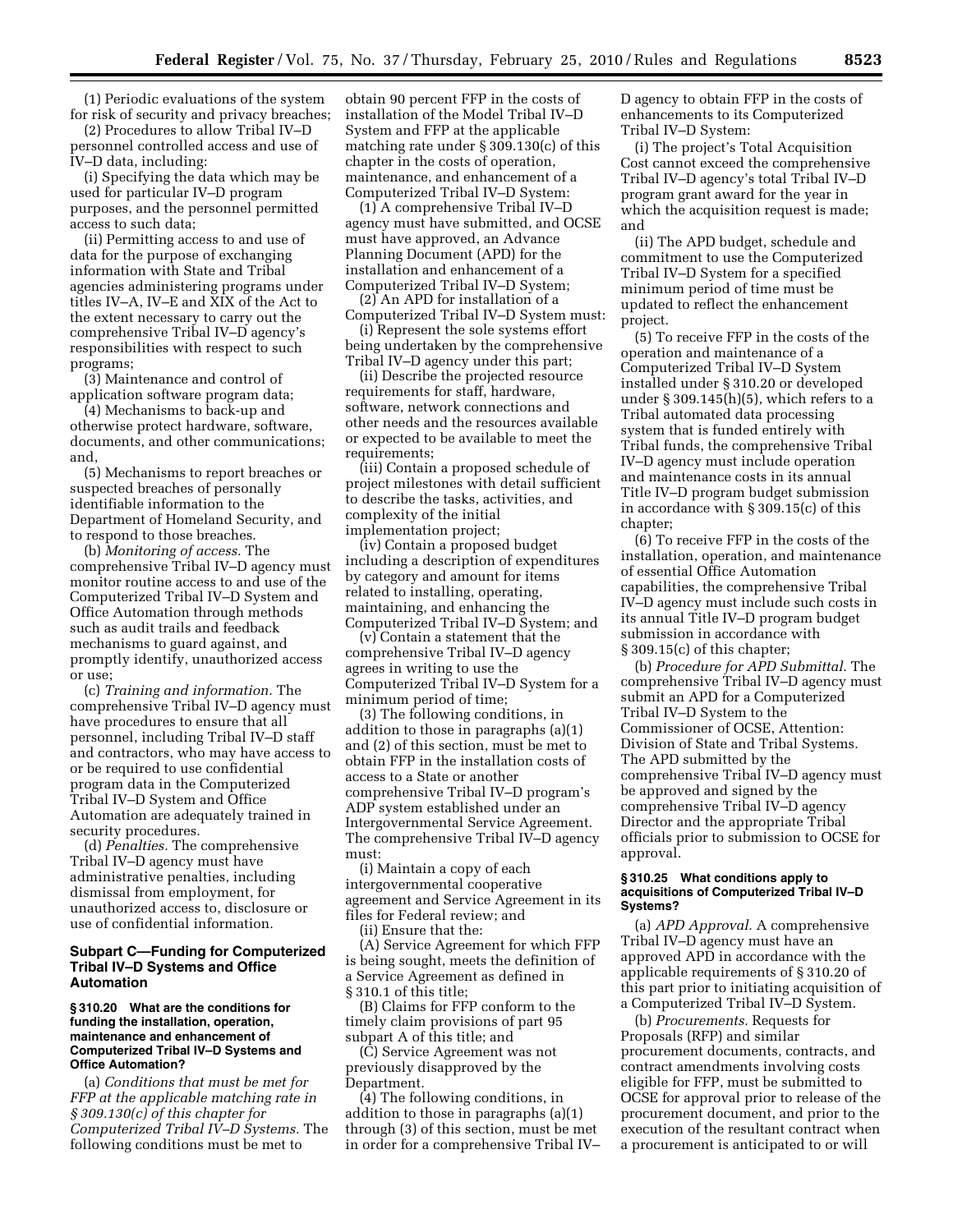(1) Periodic evaluations of the system for risk of security and privacy breaches;

(2) Procedures to allow Tribal IV–D personnel controlled access and use of IV–D data, including:

(i) Specifying the data which may be used for particular IV–D program purposes, and the personnel permitted access to such data;

(ii) Permitting access to and use of data for the purpose of exchanging information with State and Tribal agencies administering programs under titles IV–A, IV–E and XIX of the Act to the extent necessary to carry out the comprehensive Tribal IV–D agency's responsibilities with respect to such programs;

(3) Maintenance and control of application software program data;

(4) Mechanisms to back-up and otherwise protect hardware, software, documents, and other communications; and,

(5) Mechanisms to report breaches or suspected breaches of personally identifiable information to the Department of Homeland Security, and to respond to those breaches.

(b) *Monitoring of access.* The comprehensive Tribal IV–D agency must monitor routine access to and use of the Computerized Tribal IV–D System and Office Automation through methods such as audit trails and feedback mechanisms to guard against, and promptly identify, unauthorized access or use;

(c) *Training and information.* The comprehensive Tribal IV–D agency must have procedures to ensure that all personnel, including Tribal IV–D staff and contractors, who may have access to or be required to use confidential program data in the Computerized Tribal IV–D System and Office Automation are adequately trained in security procedures.

(d) *Penalties.* The comprehensive Tribal IV–D agency must have administrative penalties, including dismissal from employment, for unauthorized access to, disclosure or use of confidential information.

## Subpart C—Funding for Computerized Tribal IV–D Systems and Office Automation

### § 310.20 What are the conditions for funding the installation, operation, maintenance and enhancement of Computerized Tribal IV–D Systems and Office Automation?

(a) *Conditions that must be met for FFP at the applicable matching rate in § 309.130(c) of this chapter for Computerized Tribal IV–D Systems.* The following conditions must be met to obtain 90 percent FFP in the costs of installation of the Model Tribal IV–D System and FFP at the applicable matching rate under § 309.130(c) of this chapter in the costs of operation, maintenance, and enhancement of a Computerized Tribal IV–D System:

(1) A comprehensive Tribal IV–D agency must have submitted, and OCSE must have approved, an Advance Planning Document (APD) for the installation and enhancement of a Computerized Tribal IV–D System;

(2) An APD for installation of a Computerized Tribal IV–D System must:

(i) Represent the sole systems effort being undertaken by the comprehensive Tribal IV–D agency under this part;

(ii) Describe the projected resource requirements for staff, hardware, software, network connections and other needs and the resources available or expected to be available to meet the requirements;

(iii) Contain a proposed schedule of project milestones with detail sufficient to describe the tasks, activities, and complexity of the initial implementation project;

(iv) Contain a proposed budget including a description of expenditures by category and amount for items related to installing, operating, maintaining, and enhancing the Computerized Tribal IV–D System; and

(v) Contain a statement that the comprehensive Tribal IV–D agency agrees in writing to use the Computerized Tribal IV–D System for a minimum period of time;

(3) The following conditions, in addition to those in paragraphs (a)(1) and (2) of this section, must be met to obtain FFP in the installation costs of access to a State or another comprehensive Tribal IV–D program's ADP system established under an Intergovernmental Service Agreement. The comprehensive Tribal IV–D agency must:

(i) Maintain a copy of each intergovernmental cooperative agreement and Service Agreement in its files for Federal review; and

(ii) Ensure that the:

(A) Service Agreement for which FFP is being sought, meets the definition of a Service Agreement as defined in § 310.1 of this title;

(B) Claims for FFP conform to the timely claim provisions of part 95 subpart A of this title; and

(C) Service Agreement was not previously disapproved by the Department.

(4) The following conditions, in addition to those in paragraphs (a)(1) through (3) of this section, must be met in order for a comprehensive Tribal IV–D agency to obtain FFP in the costs of enhancements to its Computerized Tribal IV–D System:

(i) The project's Total Acquisition Cost cannot exceed the comprehensive Tribal IV–D agency's total Tribal IV–D program grant award for the year in which the acquisition request is made; and

(ii) The APD budget, schedule and commitment to use the Computerized Tribal IV–D System for a specified minimum period of time must be updated to reflect the enhancement project.

(5) To receive FFP in the costs of the operation and maintenance of a Computerized Tribal IV–D System installed under § 310.20 or developed under § 309.145(h)(5), which refers to a Tribal automated data processing system that is funded entirely with Tribal funds, the comprehensive Tribal IV–D agency must include operation and maintenance costs in its annual Title IV–D program budget submission in accordance with § 309.15(c) of this chapter;

(6) To receive FFP in the costs of the installation, operation, and maintenance of essential Office Automation capabilities, the comprehensive Tribal IV–D agency must include such costs in its annual Title IV–D program budget submission in accordance with § 309.15(c) of this chapter;

(b) *Procedure for APD Submittal.* The comprehensive Tribal IV–D agency must submit an APD for a Computerized Tribal IV–D System to the Commissioner of OCSE, Attention: Division of State and Tribal Systems. The APD submitted by the comprehensive Tribal IV–D agency must be approved and signed by the comprehensive Tribal IV–D agency Director and the appropriate Tribal officials prior to submission to OCSE for approval.

### § 310.25 What conditions apply to acquisitions of Computerized Tribal IV–D Systems?

(a) *APD Approval.* A comprehensive Tribal IV–D agency must have an approved APD in accordance with the applicable requirements of § 310.20 of this part prior to initiating acquisition of a Computerized Tribal IV–D System.

(b) *Procurements.* Requests for Proposals (RFP) and similar procurement documents, contracts, and contract amendments involving costs eligible for FFP, must be submitted to OCSE for approval prior to release of the procurement document, and prior to the execution of the resultant contract when a procurement is anticipated to or will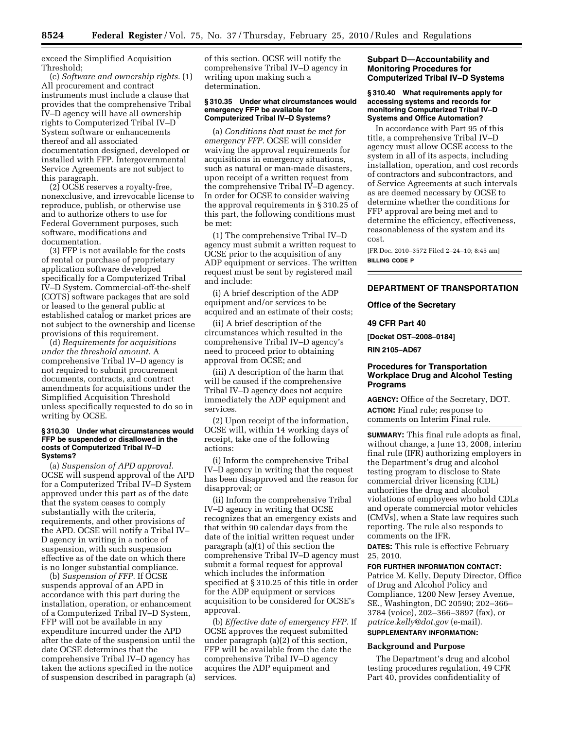exceed the Simplified Acquisition Threshold;

(c) *Software and ownership rights.* (1) All procurement and contract instruments must include a clause that provides that the comprehensive Tribal IV–D agency will have all ownership rights to Computerized Tribal IV–D System software or enhancements thereof and all associated documentation designed, developed or installed with FFP. Intergovernmental Service Agreements are not subject to this paragraph.

(2) OCSE reserves a royalty-free, nonexclusive, and irrevocable license to reproduce, publish, or otherwise use and to authorize others to use for Federal Government purposes, such software, modifications and documentation.

(3) FFP is not available for the costs of rental or purchase of proprietary application software developed specifically for a Computerized Tribal IV–D System. Commercial-off-the-shelf (COTS) software packages that are sold or leased to the general public at established catalog or market prices are not subject to the ownership and license provisions of this requirement.

(d) *Requirements for acquisitions under the threshold amount.* A comprehensive Tribal IV–D agency is not required to submit procurement documents, contracts, and contract amendments for acquisitions under the Simplified Acquisition Threshold unless specifically requested to do so in writing by OCSE.

#### § 310.30 Under what circumstances would FFP be suspended or disallowed in the costs of Computerized Tribal IV–D Systems?

(a) *Suspension of APD approval.* OCSE will suspend approval of the APD for a Computerized Tribal IV–D System approved under this part as of the date that the system ceases to comply substantially with the criteria, requirements, and other provisions of the APD. OCSE will notify a Tribal IV–D agency in writing in a notice of suspension, with such suspension effective as of the date on which there is no longer substantial compliance.

(b) *Suspension of FFP.* If OCSE suspends approval of an APD in accordance with this part during the installation, operation, or enhancement of a Computerized Tribal IV–D System, FFP will not be available in any expenditure incurred under the APD after the date of the suspension until the date OCSE determines that the comprehensive Tribal IV–D agency has taken the actions specified in the notice of suspension described in paragraph (a) of this section. OCSE will notify the comprehensive Tribal IV–D agency in writing upon making such a determination.

#### § 310.35 Under what circumstances would emergency FFP be available for Computerized Tribal IV–D Systems?

(a) *Conditions that must be met for emergency FFP.* OCSE will consider waiving the approval requirements for acquisitions in emergency situations, such as natural or man-made disasters, upon receipt of a written request from the comprehensive Tribal IV–D agency. In order for OCSE to consider waiving the approval requirements in § 310.25 of this part, the following conditions must be met:

(1) The comprehensive Tribal IV–D agency must submit a written request to OCSE prior to the acquisition of any ADP equipment or services. The written request must be sent by registered mail and include:

(i) A brief description of the ADP equipment and/or services to be acquired and an estimate of their costs;

(ii) A brief description of the circumstances which resulted in the comprehensive Tribal IV–D agency's need to proceed prior to obtaining approval from OCSE; and

(iii) A description of the harm that will be caused if the comprehensive Tribal IV–D agency does not acquire immediately the ADP equipment and services.

(2) Upon receipt of the information, OCSE will, within 14 working days of receipt, take one of the following actions:

(i) Inform the comprehensive Tribal IV–D agency in writing that the request has been disapproved and the reason for disapproval; or

(ii) Inform the comprehensive Tribal IV–D agency in writing that OCSE recognizes that an emergency exists and that within 90 calendar days from the date of the initial written request under paragraph (a)(1) of this section the comprehensive Tribal IV–D agency must submit a formal request for approval which includes the information specified at § 310.25 of this title in order for the ADP equipment or services acquisition to be considered for OCSE's approval.

(b) *Effective date of emergency FFP.* If OCSE approves the request submitted under paragraph (a)(2) of this section, FFP will be available from the date the comprehensive Tribal IV–D agency acquires the ADP equipment and services.

### Subpart D—Accountability and Monitoring Procedures for Computerized Tribal IV–D Systems

#### § 310.40 What requirements apply for accessing systems and records for monitoring Computerized Tribal IV–D Systems and Office Automation?

In accordance with Part 95 of this title, a comprehensive Tribal IV–D agency must allow OCSE access to the system in all of its aspects, including installation, operation, and cost records of contractors and subcontractors, and of Service Agreements at such intervals as are deemed necessary by OCSE to determine whether the conditions for FFP approval are being met and to determine the efficiency, effectiveness, reasonableness of the system and its cost.

[FR Doc. 2010–3572 Filed 2–24–10; 8:45 am]

**BILLING CODE P**

## DEPARTMENT OF TRANSPORTATION

### Office of the Secretary

### 49 CFR Part 40

**[Docket OST–2008–0184]**

**RIN 2105–AD67**

### Procedures for Transportation Workplace Drug and Alcohol Testing Programs

**AGENCY:** Office of the Secretary, DOT.

**ACTION:** Final rule; response to comments on Interim Final rule.

**SUMMARY:** This final rule adopts as final, without change, a June 13, 2008, interim final rule (IFR) authorizing employers in the Department's drug and alcohol testing program to disclose to State commercial driver licensing (CDL) authorities the drug and alcohol violations of employees who hold CDLs and operate commercial motor vehicles (CMVs), when a State law requires such reporting. The rule also responds to comments on the IFR.

**DATES:** This rule is effective February 25, 2010.

**FOR FURTHER INFORMATION CONTACT:** Patrice M. Kelly, Deputy Director, Office of Drug and Alcohol Policy and Compliance, 1200 New Jersey Avenue, SE., Washington, DC 20590; 202–366–3784 (voice), 202–366–3897 (fax), or *patrice.kelly@dot.gov* (e-mail).

**SUPPLEMENTARY INFORMATION:**

#### Background and Purpose

The Department's drug and alcohol testing procedures regulation, 49 CFR Part 40, provides confidentiality of